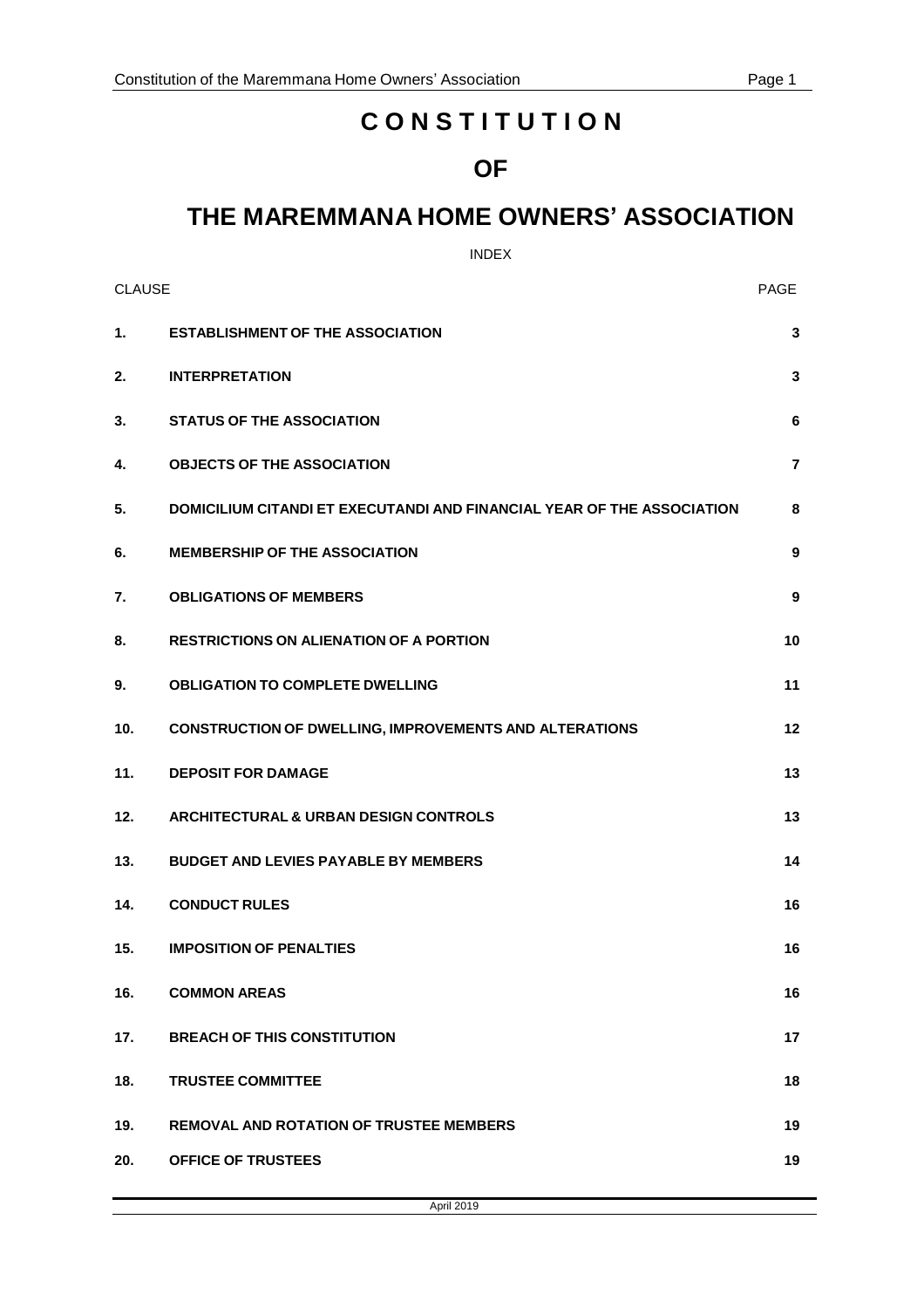# CONSTITUTION

# OF

# THE MAREMMANA HOME OWNERS' ASSOCIATION

INDEX

| CLAUSE | | PAGE |
|---|---|---|
| **1.** | **ESTABLISHMENT OF THE ASSOCIATION** | **3** |
| **2.** | **INTERPRETATION** | **3** |
| **3.** | **STATUS OF THE ASSOCIATION** | **6** |
| **4.** | **OBJECTS OF THE ASSOCIATION** | **7** |
| **5.** | **DOMICILIUM CITANDI ET EXECUTANDI AND FINANCIAL YEAR OF THE ASSOCIATION** | **8** |
| **6.** | **MEMBERSHIP OF THE ASSOCIATION** | **9** |
| **7.** | **OBLIGATIONS OF MEMBERS** | **9** |
| **8.** | **RESTRICTIONS ON ALIENATION OF A PORTION** | **10** |
| **9.** | **OBLIGATION TO COMPLETE DWELLING** | **11** |
| **10.** | **CONSTRUCTION OF DWELLING, IMPROVEMENTS AND ALTERATIONS** | **12** |
| **11.** | **DEPOSIT FOR DAMAGE** | **13** |
| **12.** | **ARCHITECTURAL & URBAN DESIGN CONTROLS** | **13** |
| **13.** | **BUDGET AND LEVIES PAYABLE BY MEMBERS** | **14** |
| **14.** | **CONDUCT RULES** | **16** |
| **15.** | **IMPOSITION OF PENALTIES** | **16** |
| **16.** | **COMMON AREAS** | **16** |
| **17.** | **BREACH OF THIS CONSTITUTION** | **17** |
| **18.** | **TRUSTEE COMMITTEE** | **18** |
| **19.** | **REMOVAL AND ROTATION OF TRUSTEE MEMBERS** | **19** |
| **20.** | **OFFICE OF TRUSTEES** | **19** |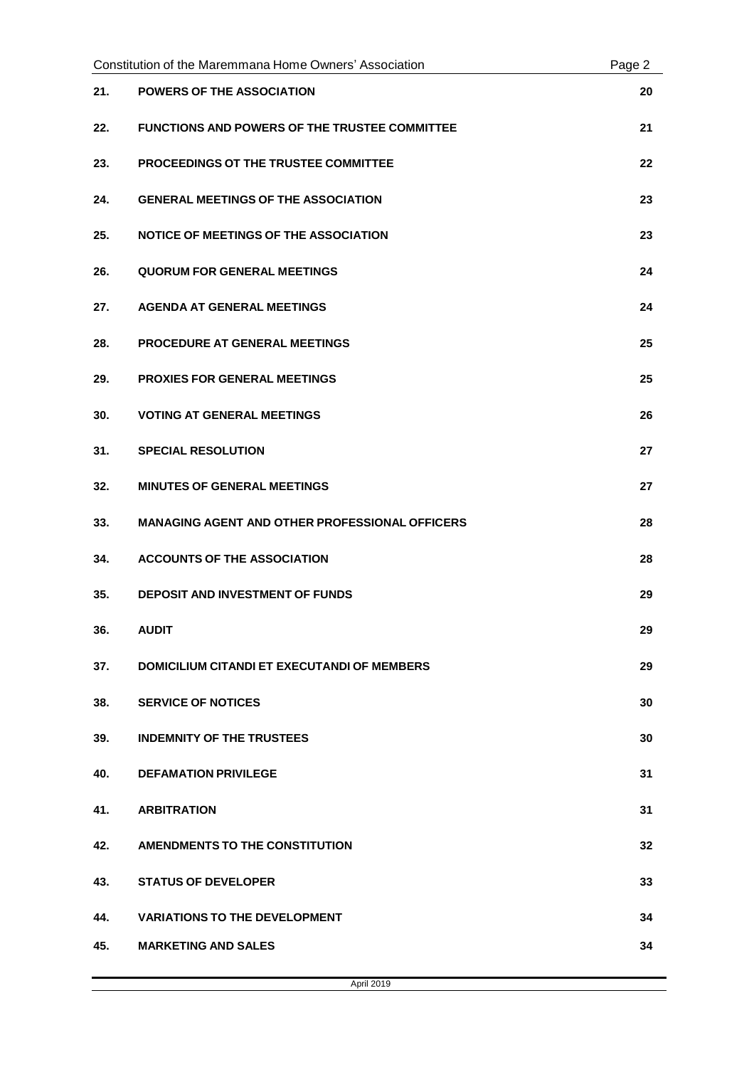| | | |
|---|---|---|
| **21.** | **POWERS OF THE ASSOCIATION** | **20** |
| **22.** | **FUNCTIONS AND POWERS OF THE TRUSTEE COMMITTEE** | **21** |
| **23.** | **PROCEEDINGS OT THE TRUSTEE COMMITTEE** | **22** |
| **24.** | **GENERAL MEETINGS OF THE ASSOCIATION** | **23** |
| **25.** | **NOTICE OF MEETINGS OF THE ASSOCIATION** | **23** |
| **26.** | **QUORUM FOR GENERAL MEETINGS** | **24** |
| **27.** | **AGENDA AT GENERAL MEETINGS** | **24** |
| **28.** | **PROCEDURE AT GENERAL MEETINGS** | **25** |
| **29.** | **PROXIES FOR GENERAL MEETINGS** | **25** |
| **30.** | **VOTING AT GENERAL MEETINGS** | **26** |
| **31.** | **SPECIAL RESOLUTION** | **27** |
| **32.** | **MINUTES OF GENERAL MEETINGS** | **27** |
| **33.** | **MANAGING AGENT AND OTHER PROFESSIONAL OFFICERS** | **28** |
| **34.** | **ACCOUNTS OF THE ASSOCIATION** | **28** |
| **35.** | **DEPOSIT AND INVESTMENT OF FUNDS** | **29** |
| **36.** | **AUDIT** | **29** |
| **37.** | **DOMICILIUM CITANDI ET EXECUTANDI OF MEMBERS** | **29** |
| **38.** | **SERVICE OF NOTICES** | **30** |
| **39.** | **INDEMNITY OF THE TRUSTEES** | **30** |
| **40.** | **DEFAMATION PRIVILEGE** | **31** |
| **41.** | **ARBITRATION** | **31** |
| **42.** | **AMENDMENTS TO THE CONSTITUTION** | **32** |
| **43.** | **STATUS OF DEVELOPER** | **33** |
| **44.** | **VARIATIONS TO THE DEVELOPMENT** | **34** |
| **45.** | **MARKETING AND SALES** | **34** |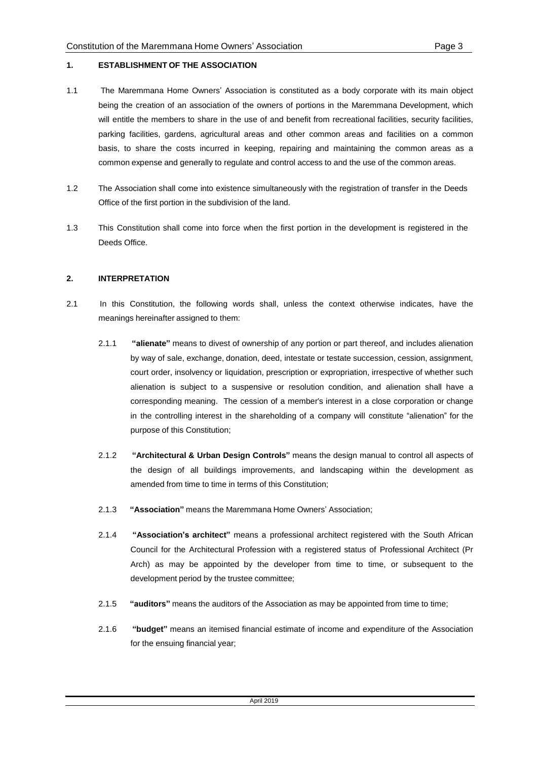## 1. ESTABLISHMENT OF THE ASSOCIATION

1.1 The Maremmana Home Owners' Association is constituted as a body corporate with its main object being the creation of an association of the owners of portions in the Maremmana Development, which will entitle the members to share in the use of and benefit from recreational facilities, security facilities, parking facilities, gardens, agricultural areas and other common areas and facilities on a common basis, to share the costs incurred in keeping, repairing and maintaining the common areas as a common expense and generally to regulate and control access to and the use of the common areas.

1.2 The Association shall come into existence simultaneously with the registration of transfer in the Deeds Office of the first portion in the subdivision of the land.

1.3 This Constitution shall come into force when the first portion in the development is registered in the Deeds Office.

## 2. INTERPRETATION

2.1 In this Constitution, the following words shall, unless the context otherwise indicates, have the meanings hereinafter assigned to them:

2.1.1 **"alienate"** means to divest of ownership of any portion or part thereof, and includes alienation by way of sale, exchange, donation, deed, intestate or testate succession, cession, assignment, court order, insolvency or liquidation, prescription or expropriation, irrespective of whether such alienation is subject to a suspensive or resolution condition, and alienation shall have a corresponding meaning. The cession of a member's interest in a close corporation or change in the controlling interest in the shareholding of a company will constitute "alienation" for the purpose of this Constitution;

2.1.2 **"Architectural & Urban Design Controls"** means the design manual to control all aspects of the design of all buildings improvements, and landscaping within the development as amended from time to time in terms of this Constitution;

2.1.3 **"Association"** means the Maremmana Home Owners' Association;

2.1.4 **"Association's architect"** means a professional architect registered with the South African Council for the Architectural Profession with a registered status of Professional Architect (Pr Arch) as may be appointed by the developer from time to time, or subsequent to the development period by the trustee committee;

2.1.5 **"auditors"** means the auditors of the Association as may be appointed from time to time;

2.1.6 **"budget"** means an itemised financial estimate of income and expenditure of the Association for the ensuing financial year;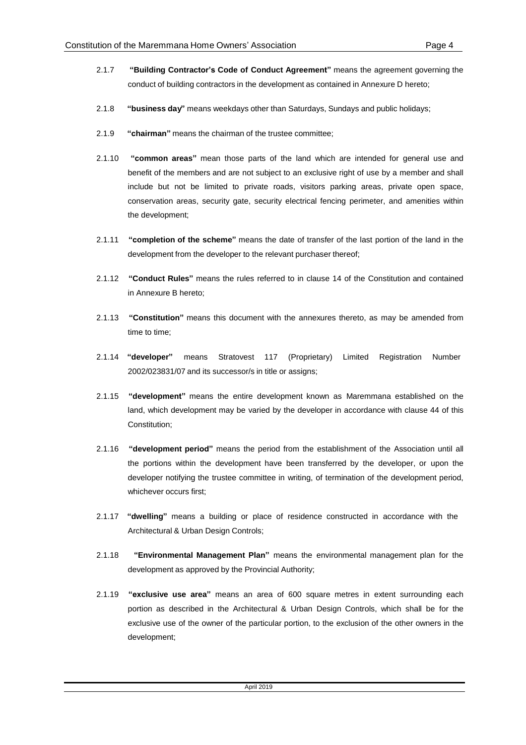2.1.7 **"Building Contractor's Code of Conduct Agreement"** means the agreement governing the conduct of building contractors in the development as contained in Annexure D hereto;

2.1.8 **"business day"** means weekdays other than Saturdays, Sundays and public holidays;

2.1.9 **"chairman"** means the chairman of the trustee committee;

2.1.10 **"common areas"** mean those parts of the land which are intended for general use and benefit of the members and are not subject to an exclusive right of use by a member and shall include but not be limited to private roads, visitors parking areas, private open space, conservation areas, security gate, security electrical fencing perimeter, and amenities within the development;

2.1.11 **"completion of the scheme"** means the date of transfer of the last portion of the land in the development from the developer to the relevant purchaser thereof;

2.1.12 **"Conduct Rules"** means the rules referred to in clause 14 of the Constitution and contained in Annexure B hereto;

2.1.13 **"Constitution"** means this document with the annexures thereto, as may be amended from time to time;

2.1.14 **"developer"** means Stratovest 117 (Proprietary) Limited Registration Number 2002/023831/07 and its successor/s in title or assigns;

2.1.15 **"development"** means the entire development known as Maremmana established on the land, which development may be varied by the developer in accordance with clause 44 of this Constitution;

2.1.16 **"development period"** means the period from the establishment of the Association until all the portions within the development have been transferred by the developer, or upon the developer notifying the trustee committee in writing, of termination of the development period, whichever occurs first;

2.1.17 **"dwelling"** means a building or place of residence constructed in accordance with the Architectural & Urban Design Controls;

2.1.18 **"Environmental Management Plan"** means the environmental management plan for the development as approved by the Provincial Authority;

2.1.19 **"exclusive use area"** means an area of 600 square metres in extent surrounding each portion as described in the Architectural & Urban Design Controls, which shall be for the exclusive use of the owner of the particular portion, to the exclusion of the other owners in the development;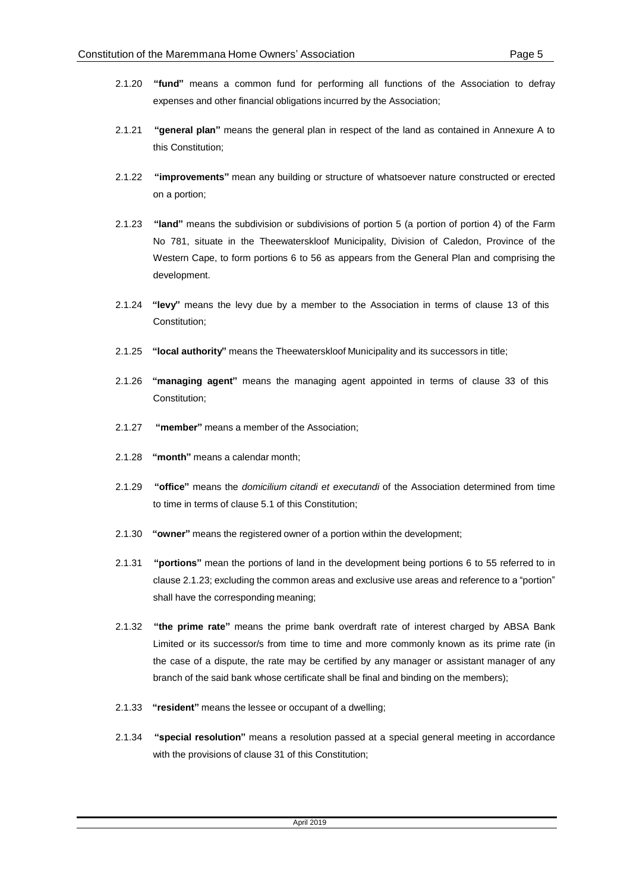2.1.20 **"fund"** means a common fund for performing all functions of the Association to defray expenses and other financial obligations incurred by the Association;

2.1.21 **"general plan"** means the general plan in respect of the land as contained in Annexure A to this Constitution;

2.1.22 **"improvements"** mean any building or structure of whatsoever nature constructed or erected on a portion;

2.1.23 **"land"** means the subdivision or subdivisions of portion 5 (a portion of portion 4) of the Farm No 781, situate in the Theewaterskloof Municipality, Division of Caledon, Province of the Western Cape, to form portions 6 to 56 as appears from the General Plan and comprising the development.

2.1.24 **"levy"** means the levy due by a member to the Association in terms of clause 13 of this Constitution;

2.1.25 **"local authority"** means the Theewaterskloof Municipality and its successors in title;

2.1.26 **"managing agent"** means the managing agent appointed in terms of clause 33 of this Constitution;

2.1.27 **"member"** means a member of the Association;

2.1.28 **"month"** means a calendar month;

2.1.29 **"office"** means the *domicilium citandi et executandi* of the Association determined from time to time in terms of clause 5.1 of this Constitution;

2.1.30 **"owner"** means the registered owner of a portion within the development;

2.1.31 **"portions"** mean the portions of land in the development being portions 6 to 55 referred to in clause 2.1.23; excluding the common areas and exclusive use areas and reference to a "portion" shall have the corresponding meaning;

2.1.32 **"the prime rate"** means the prime bank overdraft rate of interest charged by ABSA Bank Limited or its successor/s from time to time and more commonly known as its prime rate (in the case of a dispute, the rate may be certified by any manager or assistant manager of any branch of the said bank whose certificate shall be final and binding on the members);

2.1.33 **"resident"** means the lessee or occupant of a dwelling;

2.1.34 **"special resolution"** means a resolution passed at a special general meeting in accordance with the provisions of clause 31 of this Constitution;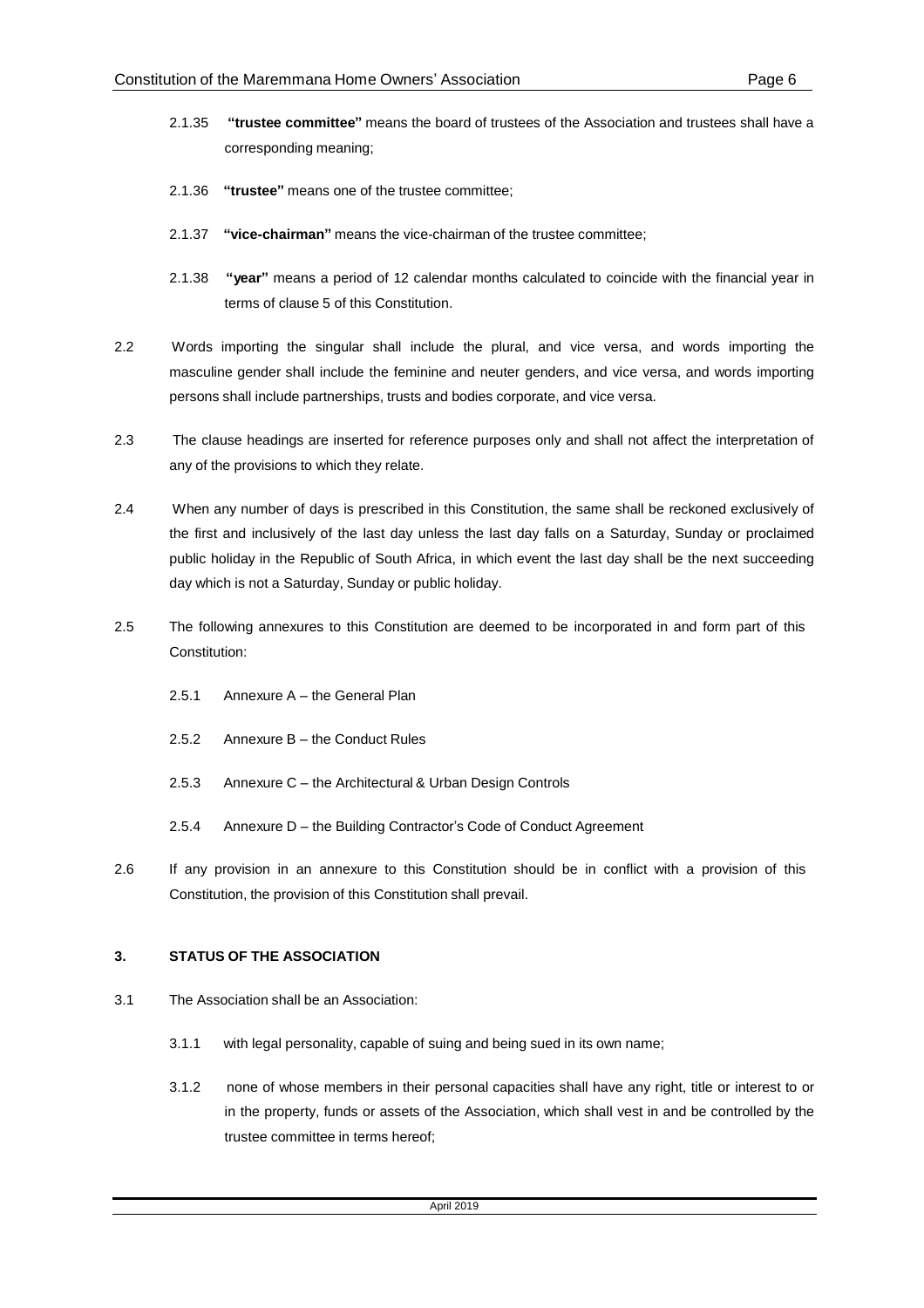2.1.35 **"trustee committee"** means the board of trustees of the Association and trustees shall have a corresponding meaning;

2.1.36 **"trustee"** means one of the trustee committee;

2.1.37 **"vice-chairman"** means the vice-chairman of the trustee committee;

2.1.38 **"year"** means a period of 12 calendar months calculated to coincide with the financial year in terms of clause 5 of this Constitution.

2.2 Words importing the singular shall include the plural, and vice versa, and words importing the masculine gender shall include the feminine and neuter genders, and vice versa, and words importing persons shall include partnerships, trusts and bodies corporate, and vice versa.

2.3 The clause headings are inserted for reference purposes only and shall not affect the interpretation of any of the provisions to which they relate.

2.4 When any number of days is prescribed in this Constitution, the same shall be reckoned exclusively of the first and inclusively of the last day unless the last day falls on a Saturday, Sunday or proclaimed public holiday in the Republic of South Africa, in which event the last day shall be the next succeeding day which is not a Saturday, Sunday or public holiday.

2.5 The following annexures to this Constitution are deemed to be incorporated in and form part of this Constitution:

2.5.1 Annexure A – the General Plan

2.5.2 Annexure B – the Conduct Rules

2.5.3 Annexure C – the Architectural & Urban Design Controls

2.5.4 Annexure D – the Building Contractor's Code of Conduct Agreement

2.6 If any provision in an annexure to this Constitution should be in conflict with a provision of this Constitution, the provision of this Constitution shall prevail.

## 3. STATUS OF THE ASSOCIATION

3.1 The Association shall be an Association:

3.1.1 with legal personality, capable of suing and being sued in its own name;

3.1.2 none of whose members in their personal capacities shall have any right, title or interest to or in the property, funds or assets of the Association, which shall vest in and be controlled by the trustee committee in terms hereof;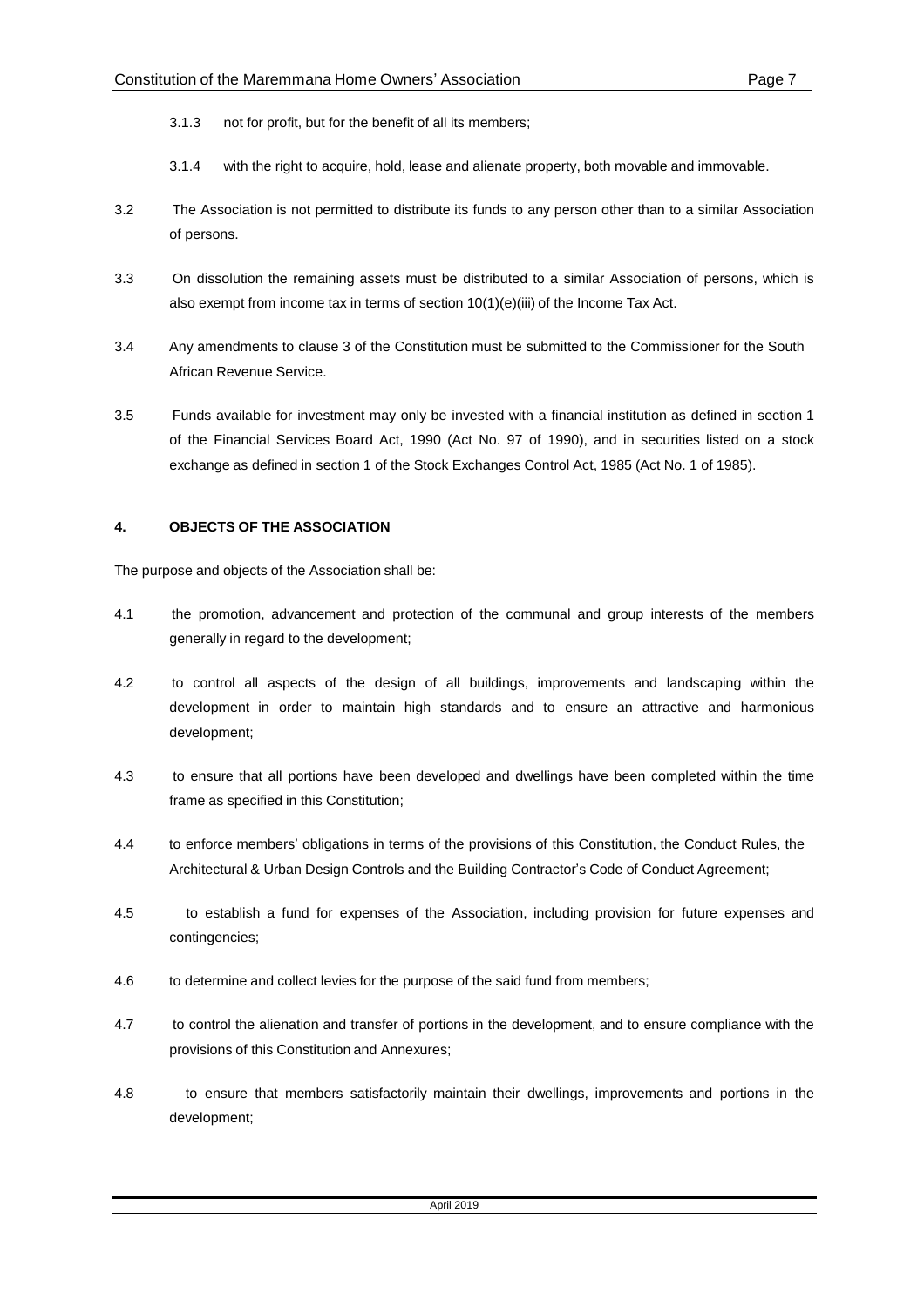3.1.3 not for profit, but for the benefit of all its members;

3.1.4 with the right to acquire, hold, lease and alienate property, both movable and immovable.

3.2 The Association is not permitted to distribute its funds to any person other than to a similar Association of persons.

3.3 On dissolution the remaining assets must be distributed to a similar Association of persons, which is also exempt from income tax in terms of section 10(1)(e)(iii) of the Income Tax Act.

3.4 Any amendments to clause 3 of the Constitution must be submitted to the Commissioner for the South African Revenue Service.

3.5 Funds available for investment may only be invested with a financial institution as defined in section 1 of the Financial Services Board Act, 1990 (Act No. 97 of 1990), and in securities listed on a stock exchange as defined in section 1 of the Stock Exchanges Control Act, 1985 (Act No. 1 of 1985).

## 4. OBJECTS OF THE ASSOCIATION

The purpose and objects of the Association shall be:

4.1 the promotion, advancement and protection of the communal and group interests of the members generally in regard to the development;

4.2 to control all aspects of the design of all buildings, improvements and landscaping within the development in order to maintain high standards and to ensure an attractive and harmonious development;

4.3 to ensure that all portions have been developed and dwellings have been completed within the time frame as specified in this Constitution;

4.4 to enforce members' obligations in terms of the provisions of this Constitution, the Conduct Rules, the Architectural & Urban Design Controls and the Building Contractor's Code of Conduct Agreement;

4.5 to establish a fund for expenses of the Association, including provision for future expenses and contingencies;

4.6 to determine and collect levies for the purpose of the said fund from members;

4.7 to control the alienation and transfer of portions in the development, and to ensure compliance with the provisions of this Constitution and Annexures;

4.8 to ensure that members satisfactorily maintain their dwellings, improvements and portions in the development;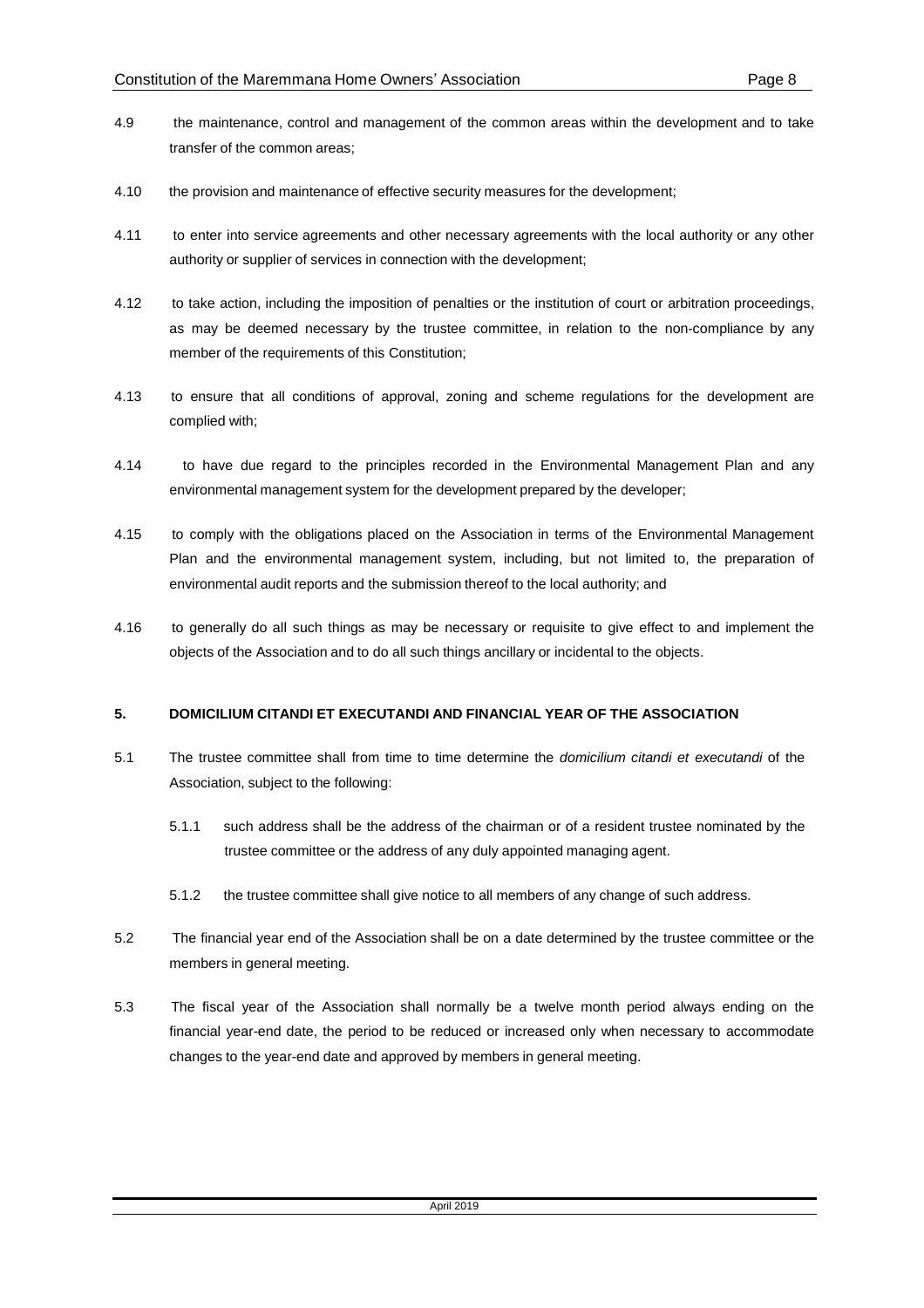4.9 the maintenance, control and management of the common areas within the development and to take transfer of the common areas;

4.10 the provision and maintenance of effective security measures for the development;

4.11 to enter into service agreements and other necessary agreements with the local authority or any other authority or supplier of services in connection with the development;

4.12 to take action, including the imposition of penalties or the institution of court or arbitration proceedings, as may be deemed necessary by the trustee committee, in relation to the non-compliance by any member of the requirements of this Constitution;

4.13 to ensure that all conditions of approval, zoning and scheme regulations for the development are complied with;

4.14 to have due regard to the principles recorded in the Environmental Management Plan and any environmental management system for the development prepared by the developer;

4.15 to comply with the obligations placed on the Association in terms of the Environmental Management Plan and the environmental management system, including, but not limited to, the preparation of environmental audit reports and the submission thereof to the local authority; and

4.16 to generally do all such things as may be necessary or requisite to give effect to and implement the objects of the Association and to do all such things ancillary or incidental to the objects.

**5. DOMICILIUM CITANDI ET EXECUTANDI AND FINANCIAL YEAR OF THE ASSOCIATION**

5.1 The trustee committee shall from time to time determine the *domicilium citandi et executandi* of the Association, subject to the following:

5.1.1 such address shall be the address of the chairman or of a resident trustee nominated by the trustee committee or the address of any duly appointed managing agent.

5.1.2 the trustee committee shall give notice to all members of any change of such address.

5.2 The financial year end of the Association shall be on a date determined by the trustee committee or the members in general meeting.

5.3 The fiscal year of the Association shall normally be a twelve month period always ending on the financial year-end date, the period to be reduced or increased only when necessary to accommodate changes to the year-end date and approved by members in general meeting.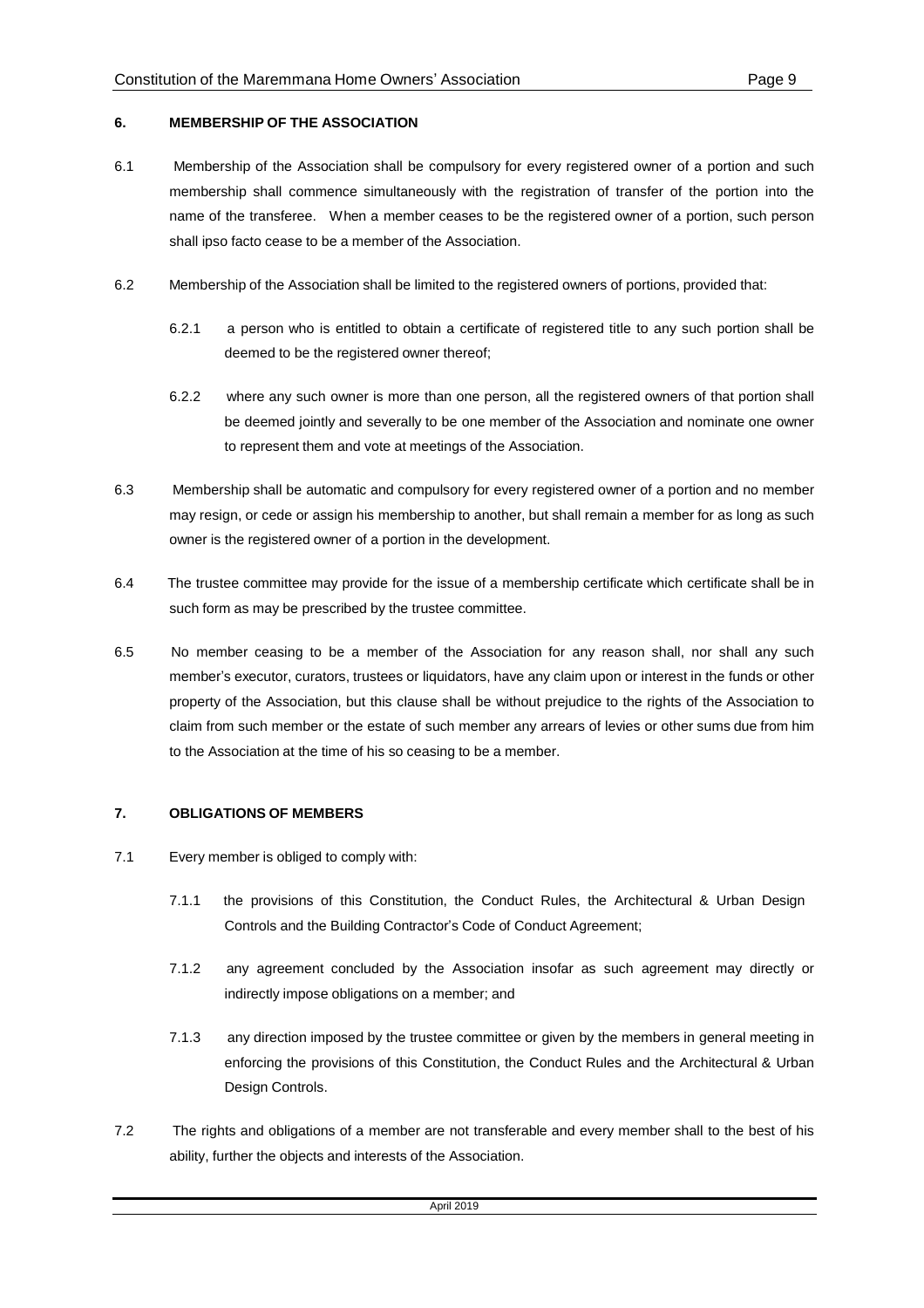## 6. MEMBERSHIP OF THE ASSOCIATION

6.1 Membership of the Association shall be compulsory for every registered owner of a portion and such membership shall commence simultaneously with the registration of transfer of the portion into the name of the transferee. When a member ceases to be the registered owner of a portion, such person shall ipso facto cease to be a member of the Association.

6.2 Membership of the Association shall be limited to the registered owners of portions, provided that:

6.2.1 a person who is entitled to obtain a certificate of registered title to any such portion shall be deemed to be the registered owner thereof;

6.2.2 where any such owner is more than one person, all the registered owners of that portion shall be deemed jointly and severally to be one member of the Association and nominate one owner to represent them and vote at meetings of the Association.

6.3 Membership shall be automatic and compulsory for every registered owner of a portion and no member may resign, or cede or assign his membership to another, but shall remain a member for as long as such owner is the registered owner of a portion in the development.

6.4 The trustee committee may provide for the issue of a membership certificate which certificate shall be in such form as may be prescribed by the trustee committee.

6.5 No member ceasing to be a member of the Association for any reason shall, nor shall any such member's executor, curators, trustees or liquidators, have any claim upon or interest in the funds or other property of the Association, but this clause shall be without prejudice to the rights of the Association to claim from such member or the estate of such member any arrears of levies or other sums due from him to the Association at the time of his so ceasing to be a member.

## 7. OBLIGATIONS OF MEMBERS

7.1 Every member is obliged to comply with:

7.1.1 the provisions of this Constitution, the Conduct Rules, the Architectural & Urban Design Controls and the Building Contractor's Code of Conduct Agreement;

7.1.2 any agreement concluded by the Association insofar as such agreement may directly or indirectly impose obligations on a member; and

7.1.3 any direction imposed by the trustee committee or given by the members in general meeting in enforcing the provisions of this Constitution, the Conduct Rules and the Architectural & Urban Design Controls.

7.2 The rights and obligations of a member are not transferable and every member shall to the best of his ability, further the objects and interests of the Association.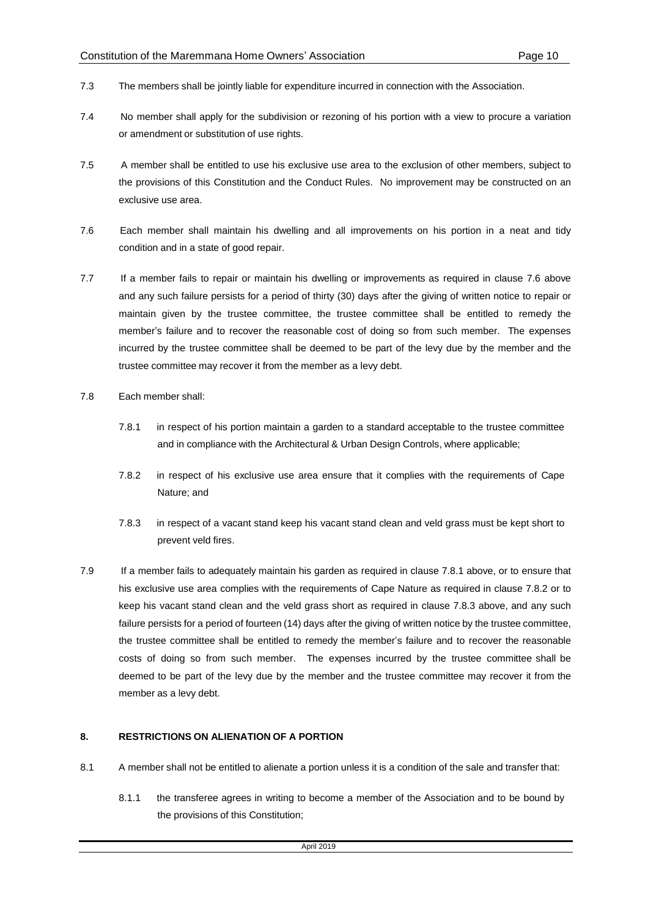7.3 The members shall be jointly liable for expenditure incurred in connection with the Association.

7.4 No member shall apply for the subdivision or rezoning of his portion with a view to procure a variation or amendment or substitution of use rights.

7.5 A member shall be entitled to use his exclusive use area to the exclusion of other members, subject to the provisions of this Constitution and the Conduct Rules. No improvement may be constructed on an exclusive use area.

7.6 Each member shall maintain his dwelling and all improvements on his portion in a neat and tidy condition and in a state of good repair.

7.7 If a member fails to repair or maintain his dwelling or improvements as required in clause 7.6 above and any such failure persists for a period of thirty (30) days after the giving of written notice to repair or maintain given by the trustee committee, the trustee committee shall be entitled to remedy the member's failure and to recover the reasonable cost of doing so from such member. The expenses incurred by the trustee committee shall be deemed to be part of the levy due by the member and the trustee committee may recover it from the member as a levy debt.

7.8 Each member shall:

7.8.1 in respect of his portion maintain a garden to a standard acceptable to the trustee committee and in compliance with the Architectural & Urban Design Controls, where applicable;

7.8.2 in respect of his exclusive use area ensure that it complies with the requirements of Cape Nature; and

7.8.3 in respect of a vacant stand keep his vacant stand clean and veld grass must be kept short to prevent veld fires.

7.9 If a member fails to adequately maintain his garden as required in clause 7.8.1 above, or to ensure that his exclusive use area complies with the requirements of Cape Nature as required in clause 7.8.2 or to keep his vacant stand clean and the veld grass short as required in clause 7.8.3 above, and any such failure persists for a period of fourteen (14) days after the giving of written notice by the trustee committee, the trustee committee shall be entitled to remedy the member's failure and to recover the reasonable costs of doing so from such member. The expenses incurred by the trustee committee shall be deemed to be part of the levy due by the member and the trustee committee may recover it from the member as a levy debt.

## 8. RESTRICTIONS ON ALIENATION OF A PORTION

8.1 A member shall not be entitled to alienate a portion unless it is a condition of the sale and transfer that:

8.1.1 the transferee agrees in writing to become a member of the Association and to be bound by the provisions of this Constitution;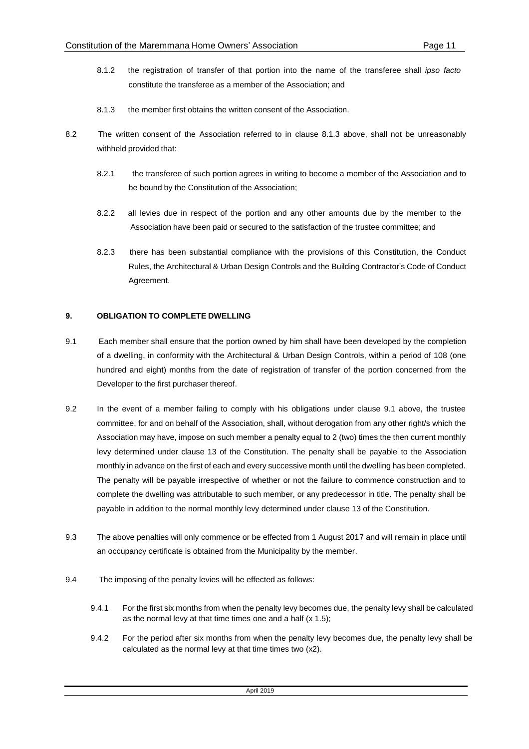8.1.2 the registration of transfer of that portion into the name of the transferee shall *ipso facto* constitute the transferee as a member of the Association; and

8.1.3 the member first obtains the written consent of the Association.

8.2 The written consent of the Association referred to in clause 8.1.3 above, shall not be unreasonably withheld provided that:

8.2.1 the transferee of such portion agrees in writing to become a member of the Association and to be bound by the Constitution of the Association;

8.2.2 all levies due in respect of the portion and any other amounts due by the member to the Association have been paid or secured to the satisfaction of the trustee committee; and

8.2.3 there has been substantial compliance with the provisions of this Constitution, the Conduct Rules, the Architectural & Urban Design Controls and the Building Contractor's Code of Conduct Agreement.

**9. OBLIGATION TO COMPLETE DWELLING**

9.1 Each member shall ensure that the portion owned by him shall have been developed by the completion of a dwelling, in conformity with the Architectural & Urban Design Controls, within a period of 108 (one hundred and eight) months from the date of registration of transfer of the portion concerned from the Developer to the first purchaser thereof.

9.2 In the event of a member failing to comply with his obligations under clause 9.1 above, the trustee committee, for and on behalf of the Association, shall, without derogation from any other right/s which the Association may have, impose on such member a penalty equal to 2 (two) times the then current monthly levy determined under clause 13 of the Constitution. The penalty shall be payable to the Association monthly in advance on the first of each and every successive month until the dwelling has been completed. The penalty will be payable irrespective of whether or not the failure to commence construction and to complete the dwelling was attributable to such member, or any predecessor in title. The penalty shall be payable in addition to the normal monthly levy determined under clause 13 of the Constitution.

9.3 The above penalties will only commence or be effected from 1 August 2017 and will remain in place until an occupancy certificate is obtained from the Municipality by the member.

9.4 The imposing of the penalty levies will be effected as follows:

9.4.1 For the first six months from when the penalty levy becomes due, the penalty levy shall be calculated as the normal levy at that time times one and a half (x 1.5);

9.4.2 For the period after six months from when the penalty levy becomes due, the penalty levy shall be calculated as the normal levy at that time times two (x2).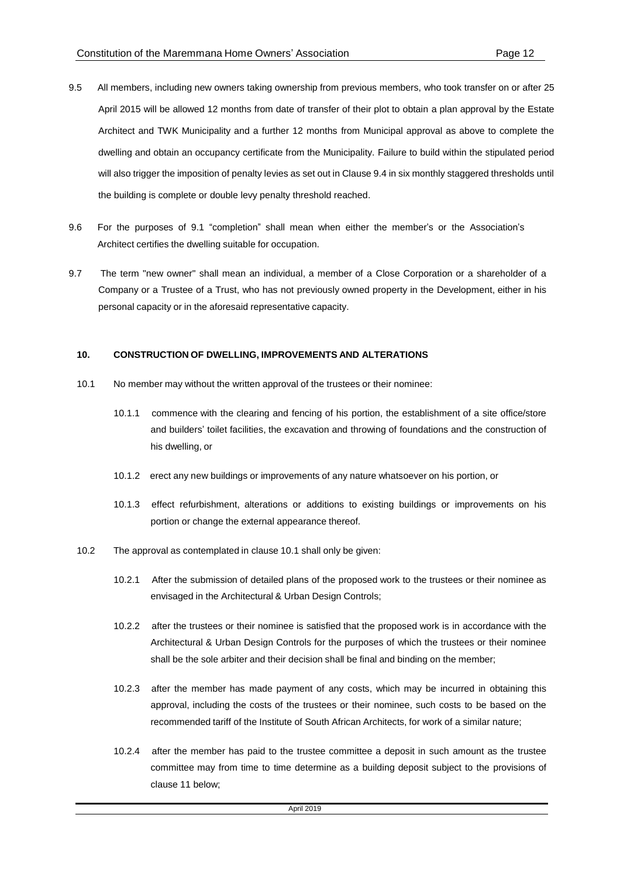9.5 All members, including new owners taking ownership from previous members, who took transfer on or after 25 April 2015 will be allowed 12 months from date of transfer of their plot to obtain a plan approval by the Estate Architect and TWK Municipality and a further 12 months from Municipal approval as above to complete the dwelling and obtain an occupancy certificate from the Municipality. Failure to build within the stipulated period will also trigger the imposition of penalty levies as set out in Clause 9.4 in six monthly staggered thresholds until the building is complete or double levy penalty threshold reached.

9.6 For the purposes of 9.1 "completion" shall mean when either the member's or the Association's Architect certifies the dwelling suitable for occupation.

9.7 The term "new owner" shall mean an individual, a member of a Close Corporation or a shareholder of a Company or a Trustee of a Trust, who has not previously owned property in the Development, either in his personal capacity or in the aforesaid representative capacity.

## 10. CONSTRUCTION OF DWELLING, IMPROVEMENTS AND ALTERATIONS

10.1 No member may without the written approval of the trustees or their nominee:

10.1.1 commence with the clearing and fencing of his portion, the establishment of a site office/store and builders' toilet facilities, the excavation and throwing of foundations and the construction of his dwelling, or

10.1.2 erect any new buildings or improvements of any nature whatsoever on his portion, or

10.1.3 effect refurbishment, alterations or additions to existing buildings or improvements on his portion or change the external appearance thereof.

10.2 The approval as contemplated in clause 10.1 shall only be given:

10.2.1 After the submission of detailed plans of the proposed work to the trustees or their nominee as envisaged in the Architectural & Urban Design Controls;

10.2.2 after the trustees or their nominee is satisfied that the proposed work is in accordance with the Architectural & Urban Design Controls for the purposes of which the trustees or their nominee shall be the sole arbiter and their decision shall be final and binding on the member;

10.2.3 after the member has made payment of any costs, which may be incurred in obtaining this approval, including the costs of the trustees or their nominee, such costs to be based on the recommended tariff of the Institute of South African Architects, for work of a similar nature;

10.2.4 after the member has paid to the trustee committee a deposit in such amount as the trustee committee may from time to time determine as a building deposit subject to the provisions of clause 11 below;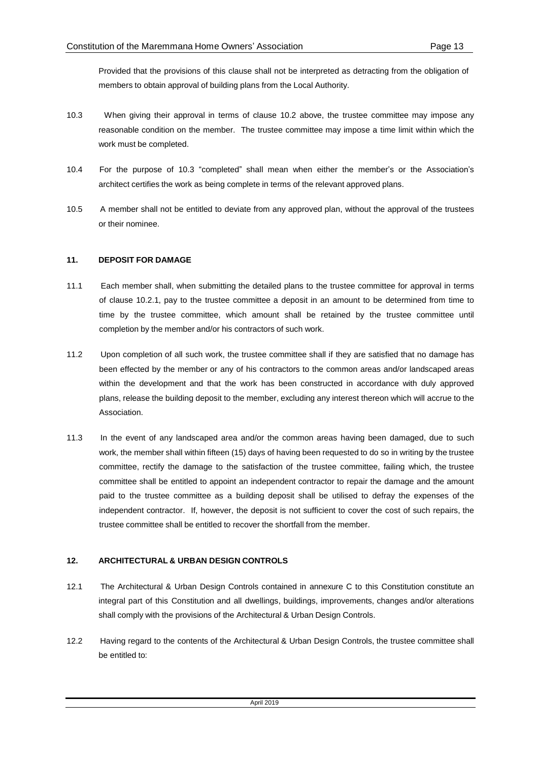Provided that the provisions of this clause shall not be interpreted as detracting from the obligation of members to obtain approval of building plans from the Local Authority.

10.3 When giving their approval in terms of clause 10.2 above, the trustee committee may impose any reasonable condition on the member. The trustee committee may impose a time limit within which the work must be completed.

10.4 For the purpose of 10.3 "completed" shall mean when either the member's or the Association's architect certifies the work as being complete in terms of the relevant approved plans.

10.5 A member shall not be entitled to deviate from any approved plan, without the approval of the trustees or their nominee.

## 11. DEPOSIT FOR DAMAGE

11.1 Each member shall, when submitting the detailed plans to the trustee committee for approval in terms of clause 10.2.1, pay to the trustee committee a deposit in an amount to be determined from time to time by the trustee committee, which amount shall be retained by the trustee committee until completion by the member and/or his contractors of such work.

11.2 Upon completion of all such work, the trustee committee shall if they are satisfied that no damage has been effected by the member or any of his contractors to the common areas and/or landscaped areas within the development and that the work has been constructed in accordance with duly approved plans, release the building deposit to the member, excluding any interest thereon which will accrue to the Association.

11.3 In the event of any landscaped area and/or the common areas having been damaged, due to such work, the member shall within fifteen (15) days of having been requested to do so in writing by the trustee committee, rectify the damage to the satisfaction of the trustee committee, failing which, the trustee committee shall be entitled to appoint an independent contractor to repair the damage and the amount paid to the trustee committee as a building deposit shall be utilised to defray the expenses of the independent contractor. If, however, the deposit is not sufficient to cover the cost of such repairs, the trustee committee shall be entitled to recover the shortfall from the member.

## 12. ARCHITECTURAL & URBAN DESIGN CONTROLS

12.1 The Architectural & Urban Design Controls contained in annexure C to this Constitution constitute an integral part of this Constitution and all dwellings, buildings, improvements, changes and/or alterations shall comply with the provisions of the Architectural & Urban Design Controls.

12.2 Having regard to the contents of the Architectural & Urban Design Controls, the trustee committee shall be entitled to: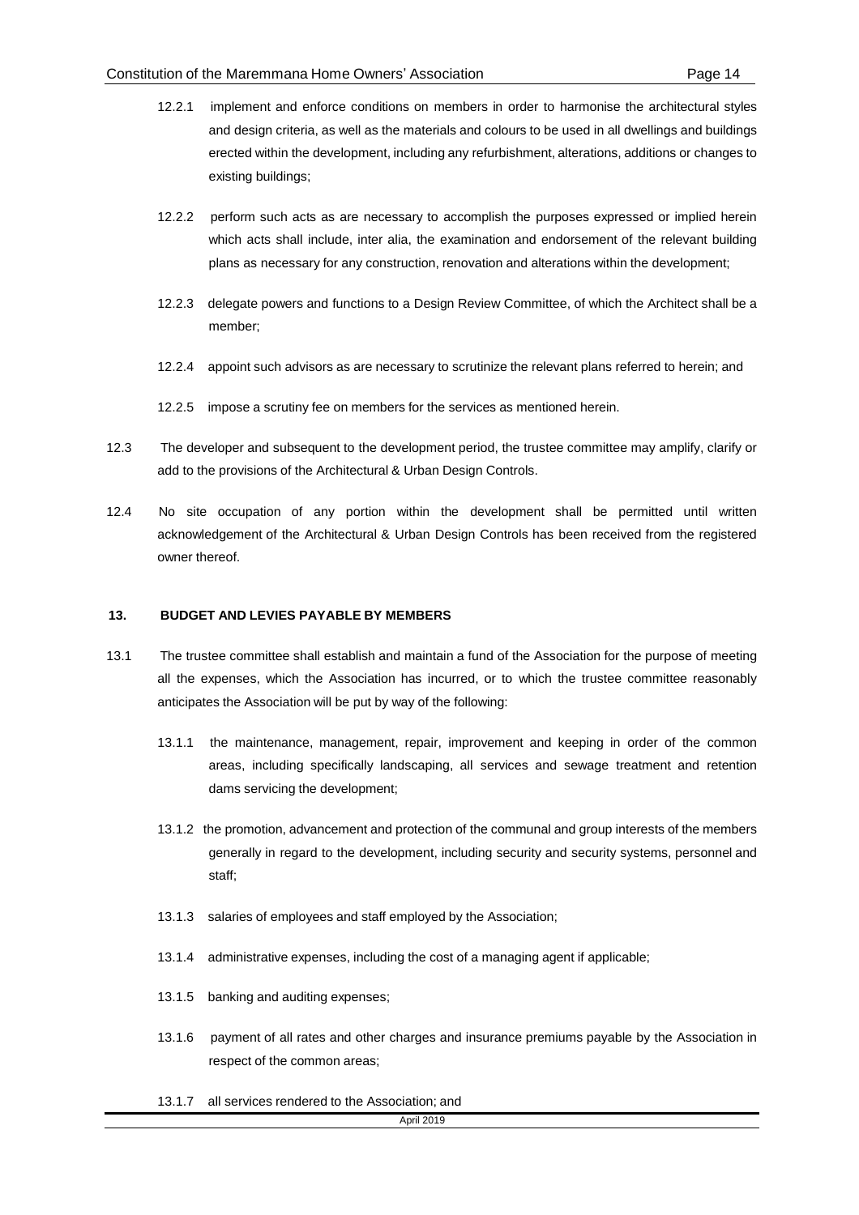12.2.1 implement and enforce conditions on members in order to harmonise the architectural styles and design criteria, as well as the materials and colours to be used in all dwellings and buildings erected within the development, including any refurbishment, alterations, additions or changes to existing buildings;

12.2.2 perform such acts as are necessary to accomplish the purposes expressed or implied herein which acts shall include, inter alia, the examination and endorsement of the relevant building plans as necessary for any construction, renovation and alterations within the development;

12.2.3 delegate powers and functions to a Design Review Committee, of which the Architect shall be a member;

12.2.4 appoint such advisors as are necessary to scrutinize the relevant plans referred to herein; and

12.2.5 impose a scrutiny fee on members for the services as mentioned herein.

12.3 The developer and subsequent to the development period, the trustee committee may amplify, clarify or add to the provisions of the Architectural & Urban Design Controls.

12.4 No site occupation of any portion within the development shall be permitted until written acknowledgement of the Architectural & Urban Design Controls has been received from the registered owner thereof.

## 13. BUDGET AND LEVIES PAYABLE BY MEMBERS

13.1 The trustee committee shall establish and maintain a fund of the Association for the purpose of meeting all the expenses, which the Association has incurred, or to which the trustee committee reasonably anticipates the Association will be put by way of the following:

13.1.1 the maintenance, management, repair, improvement and keeping in order of the common areas, including specifically landscaping, all services and sewage treatment and retention dams servicing the development;

13.1.2 the promotion, advancement and protection of the communal and group interests of the members generally in regard to the development, including security and security systems, personnel and staff;

13.1.3 salaries of employees and staff employed by the Association;

13.1.4 administrative expenses, including the cost of a managing agent if applicable;

13.1.5 banking and auditing expenses;

13.1.6 payment of all rates and other charges and insurance premiums payable by the Association in respect of the common areas;

13.1.7 all services rendered to the Association; and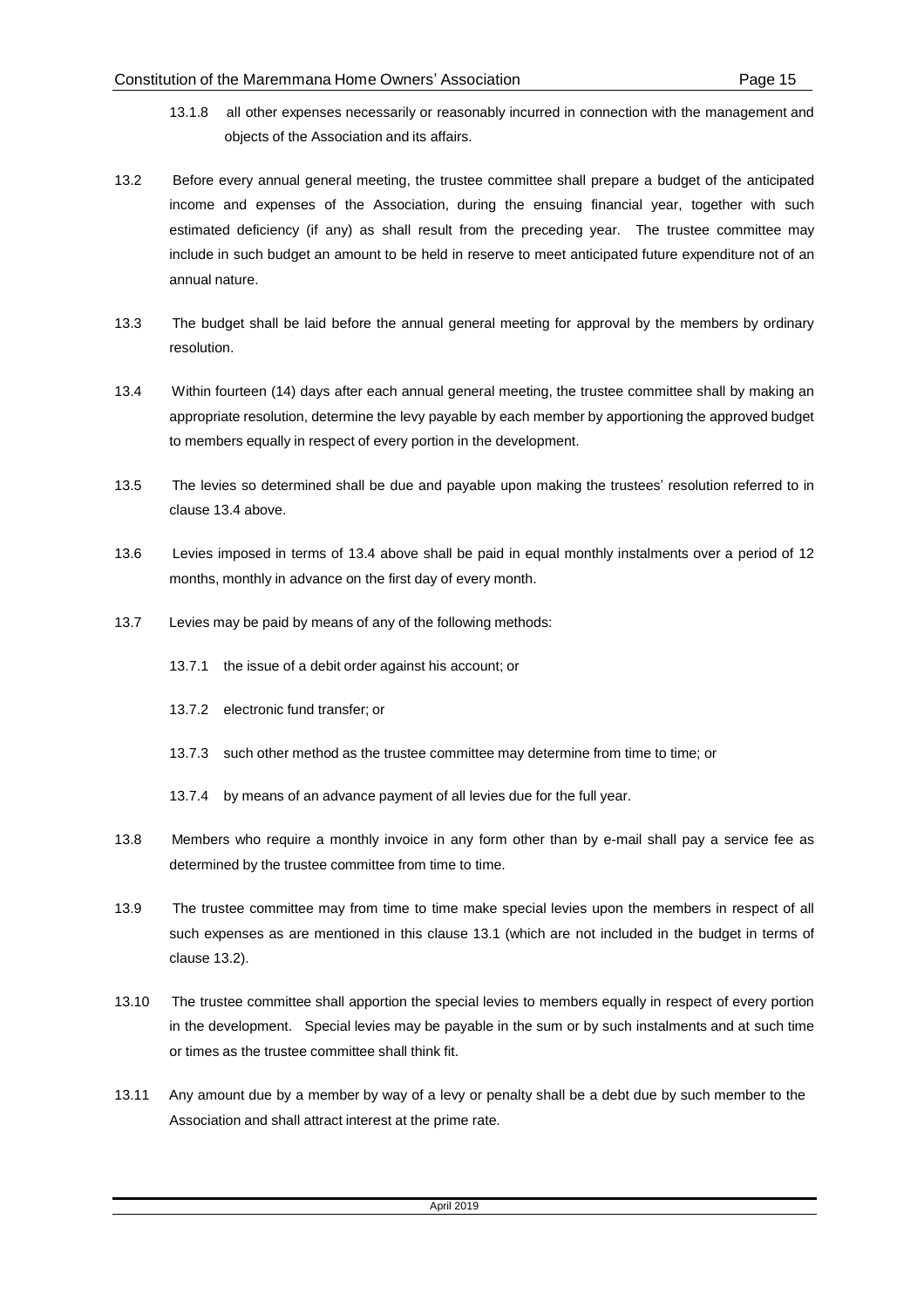13.1.8 all other expenses necessarily or reasonably incurred in connection with the management and objects of the Association and its affairs.

13.2 Before every annual general meeting, the trustee committee shall prepare a budget of the anticipated income and expenses of the Association, during the ensuing financial year, together with such estimated deficiency (if any) as shall result from the preceding year. The trustee committee may include in such budget an amount to be held in reserve to meet anticipated future expenditure not of an annual nature.

13.3 The budget shall be laid before the annual general meeting for approval by the members by ordinary resolution.

13.4 Within fourteen (14) days after each annual general meeting, the trustee committee shall by making an appropriate resolution, determine the levy payable by each member by apportioning the approved budget to members equally in respect of every portion in the development.

13.5 The levies so determined shall be due and payable upon making the trustees' resolution referred to in clause 13.4 above.

13.6 Levies imposed in terms of 13.4 above shall be paid in equal monthly instalments over a period of 12 months, monthly in advance on the first day of every month.

13.7 Levies may be paid by means of any of the following methods:

13.7.1 the issue of a debit order against his account; or

13.7.2 electronic fund transfer; or

13.7.3 such other method as the trustee committee may determine from time to time; or

13.7.4 by means of an advance payment of all levies due for the full year.

13.8 Members who require a monthly invoice in any form other than by e-mail shall pay a service fee as determined by the trustee committee from time to time.

13.9 The trustee committee may from time to time make special levies upon the members in respect of all such expenses as are mentioned in this clause 13.1 (which are not included in the budget in terms of clause 13.2).

13.10 The trustee committee shall apportion the special levies to members equally in respect of every portion in the development. Special levies may be payable in the sum or by such instalments and at such time or times as the trustee committee shall think fit.

13.11 Any amount due by a member by way of a levy or penalty shall be a debt due by such member to the Association and shall attract interest at the prime rate.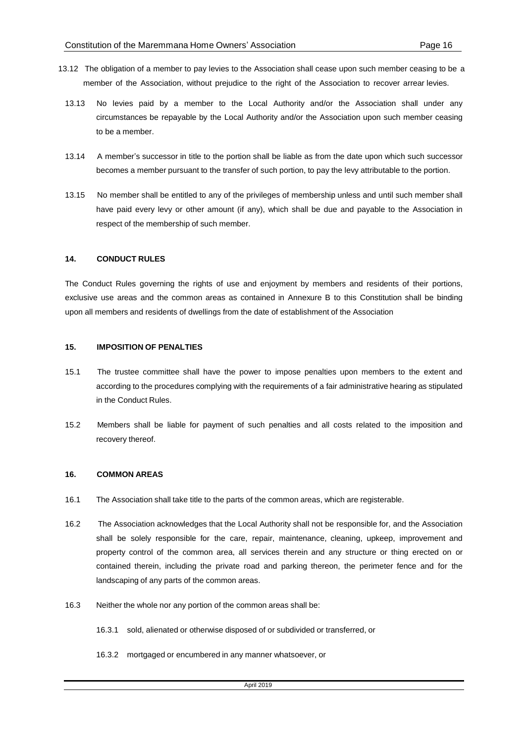13.12 The obligation of a member to pay levies to the Association shall cease upon such member ceasing to be a member of the Association, without prejudice to the right of the Association to recover arrear levies.

13.13 No levies paid by a member to the Local Authority and/or the Association shall under any circumstances be repayable by the Local Authority and/or the Association upon such member ceasing to be a member.

13.14 A member's successor in title to the portion shall be liable as from the date upon which such successor becomes a member pursuant to the transfer of such portion, to pay the levy attributable to the portion.

13.15 No member shall be entitled to any of the privileges of membership unless and until such member shall have paid every levy or other amount (if any), which shall be due and payable to the Association in respect of the membership of such member.

## 14. CONDUCT RULES

The Conduct Rules governing the rights of use and enjoyment by members and residents of their portions, exclusive use areas and the common areas as contained in Annexure B to this Constitution shall be binding upon all members and residents of dwellings from the date of establishment of the Association

## 15. IMPOSITION OF PENALTIES

15.1 The trustee committee shall have the power to impose penalties upon members to the extent and according to the procedures complying with the requirements of a fair administrative hearing as stipulated in the Conduct Rules.

15.2 Members shall be liable for payment of such penalties and all costs related to the imposition and recovery thereof.

## 16. COMMON AREAS

16.1 The Association shall take title to the parts of the common areas, which are registerable.

16.2 The Association acknowledges that the Local Authority shall not be responsible for, and the Association shall be solely responsible for the care, repair, maintenance, cleaning, upkeep, improvement and property control of the common area, all services therein and any structure or thing erected on or contained therein, including the private road and parking thereon, the perimeter fence and for the landscaping of any parts of the common areas.

16.3 Neither the whole nor any portion of the common areas shall be:

16.3.1 sold, alienated or otherwise disposed of or subdivided or transferred, or

16.3.2 mortgaged or encumbered in any manner whatsoever, or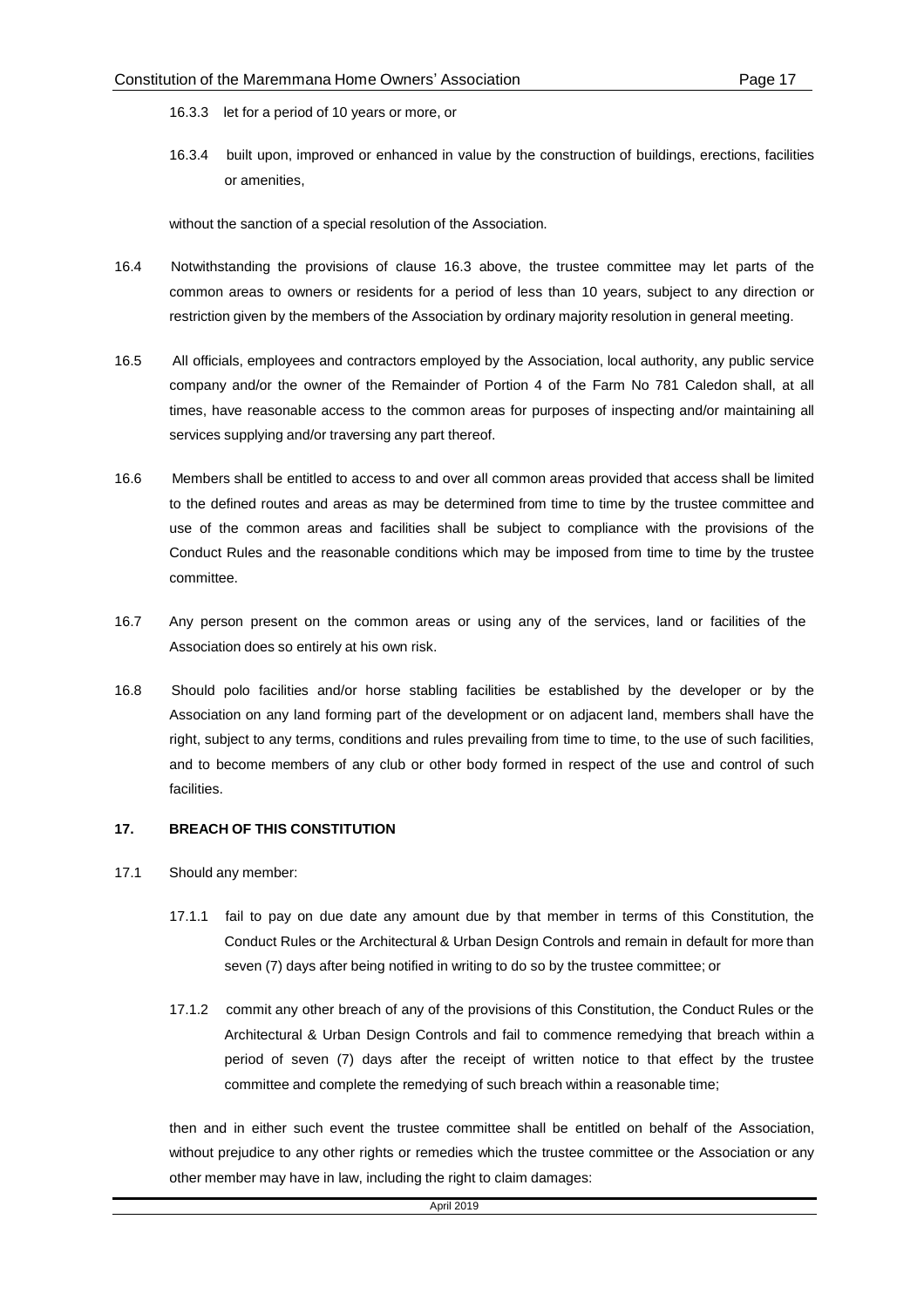16.3.3 let for a period of 10 years or more, or

16.3.4 built upon, improved or enhanced in value by the construction of buildings, erections, facilities or amenities,

without the sanction of a special resolution of the Association.

16.4 Notwithstanding the provisions of clause 16.3 above, the trustee committee may let parts of the common areas to owners or residents for a period of less than 10 years, subject to any direction or restriction given by the members of the Association by ordinary majority resolution in general meeting.

16.5 All officials, employees and contractors employed by the Association, local authority, any public service company and/or the owner of the Remainder of Portion 4 of the Farm No 781 Caledon shall, at all times, have reasonable access to the common areas for purposes of inspecting and/or maintaining all services supplying and/or traversing any part thereof.

16.6 Members shall be entitled to access to and over all common areas provided that access shall be limited to the defined routes and areas as may be determined from time to time by the trustee committee and use of the common areas and facilities shall be subject to compliance with the provisions of the Conduct Rules and the reasonable conditions which may be imposed from time to time by the trustee committee.

16.7 Any person present on the common areas or using any of the services, land or facilities of the Association does so entirely at his own risk.

16.8 Should polo facilities and/or horse stabling facilities be established by the developer or by the Association on any land forming part of the development or on adjacent land, members shall have the right, subject to any terms, conditions and rules prevailing from time to time, to the use of such facilities, and to become members of any club or other body formed in respect of the use and control of such facilities.

## 17. BREACH OF THIS CONSTITUTION

17.1 Should any member:

17.1.1 fail to pay on due date any amount due by that member in terms of this Constitution, the Conduct Rules or the Architectural & Urban Design Controls and remain in default for more than seven (7) days after being notified in writing to do so by the trustee committee; or

17.1.2 commit any other breach of any of the provisions of this Constitution, the Conduct Rules or the Architectural & Urban Design Controls and fail to commence remedying that breach within a period of seven (7) days after the receipt of written notice to that effect by the trustee committee and complete the remedying of such breach within a reasonable time;

then and in either such event the trustee committee shall be entitled on behalf of the Association, without prejudice to any other rights or remedies which the trustee committee or the Association or any other member may have in law, including the right to claim damages: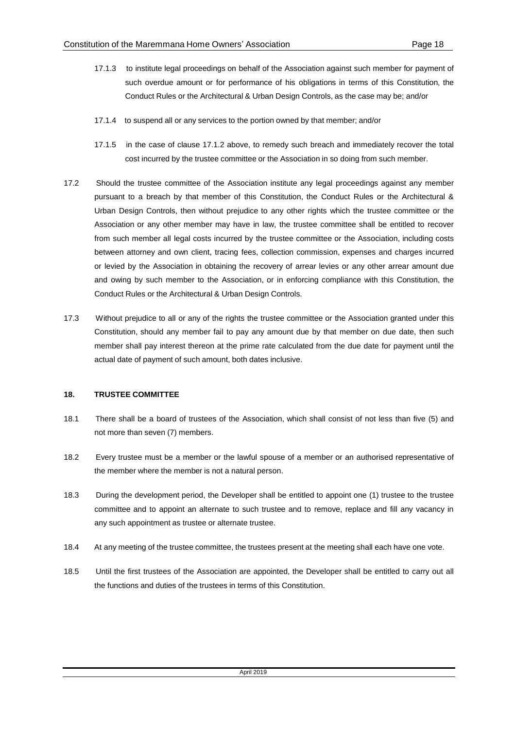17.1.3 to institute legal proceedings on behalf of the Association against such member for payment of such overdue amount or for performance of his obligations in terms of this Constitution, the Conduct Rules or the Architectural & Urban Design Controls, as the case may be; and/or

17.1.4 to suspend all or any services to the portion owned by that member; and/or

17.1.5 in the case of clause 17.1.2 above, to remedy such breach and immediately recover the total cost incurred by the trustee committee or the Association in so doing from such member.

17.2 Should the trustee committee of the Association institute any legal proceedings against any member pursuant to a breach by that member of this Constitution, the Conduct Rules or the Architectural & Urban Design Controls, then without prejudice to any other rights which the trustee committee or the Association or any other member may have in law, the trustee committee shall be entitled to recover from such member all legal costs incurred by the trustee committee or the Association, including costs between attorney and own client, tracing fees, collection commission, expenses and charges incurred or levied by the Association in obtaining the recovery of arrear levies or any other arrear amount due and owing by such member to the Association, or in enforcing compliance with this Constitution, the Conduct Rules or the Architectural & Urban Design Controls.

17.3 Without prejudice to all or any of the rights the trustee committee or the Association granted under this Constitution, should any member fail to pay any amount due by that member on due date, then such member shall pay interest thereon at the prime rate calculated from the due date for payment until the actual date of payment of such amount, both dates inclusive.

## 18. TRUSTEE COMMITTEE

18.1 There shall be a board of trustees of the Association, which shall consist of not less than five (5) and not more than seven (7) members.

18.2 Every trustee must be a member or the lawful spouse of a member or an authorised representative of the member where the member is not a natural person.

18.3 During the development period, the Developer shall be entitled to appoint one (1) trustee to the trustee committee and to appoint an alternate to such trustee and to remove, replace and fill any vacancy in any such appointment as trustee or alternate trustee.

18.4 At any meeting of the trustee committee, the trustees present at the meeting shall each have one vote.

18.5 Until the first trustees of the Association are appointed, the Developer shall be entitled to carry out all the functions and duties of the trustees in terms of this Constitution.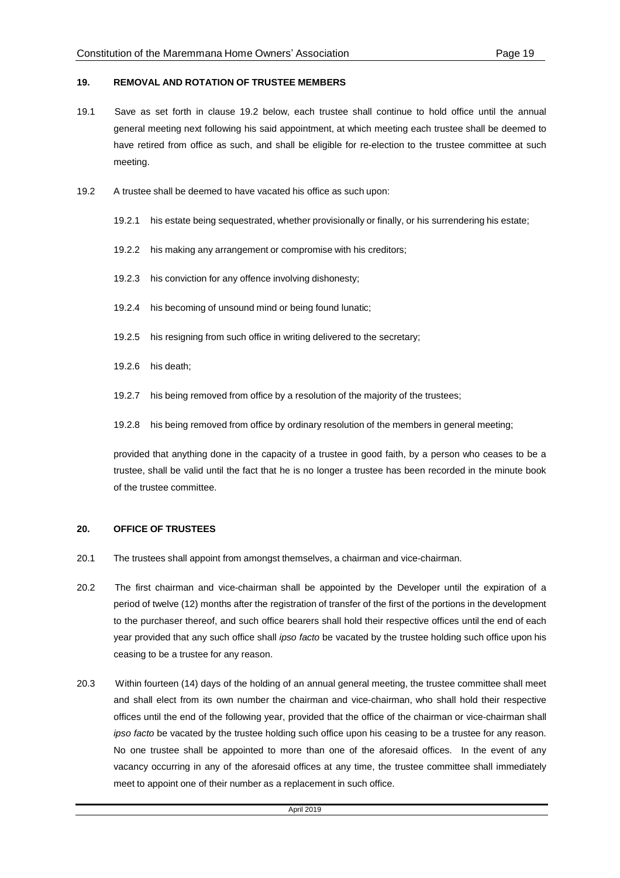### 19. REMOVAL AND ROTATION OF TRUSTEE MEMBERS

19.1 Save as set forth in clause 19.2 below, each trustee shall continue to hold office until the annual general meeting next following his said appointment, at which meeting each trustee shall be deemed to have retired from office as such, and shall be eligible for re-election to the trustee committee at such meeting.

19.2 A trustee shall be deemed to have vacated his office as such upon:

19.2.1 his estate being sequestrated, whether provisionally or finally, or his surrendering his estate;

19.2.2 his making any arrangement or compromise with his creditors;

19.2.3 his conviction for any offence involving dishonesty;

19.2.4 his becoming of unsound mind or being found lunatic;

19.2.5 his resigning from such office in writing delivered to the secretary;

19.2.6 his death;

19.2.7 his being removed from office by a resolution of the majority of the trustees;

19.2.8 his being removed from office by ordinary resolution of the members in general meeting;

provided that anything done in the capacity of a trustee in good faith, by a person who ceases to be a trustee, shall be valid until the fact that he is no longer a trustee has been recorded in the minute book of the trustee committee.

### 20. OFFICE OF TRUSTEES

20.1 The trustees shall appoint from amongst themselves, a chairman and vice-chairman.

20.2 The first chairman and vice-chairman shall be appointed by the Developer until the expiration of a period of twelve (12) months after the registration of transfer of the first of the portions in the development to the purchaser thereof, and such office bearers shall hold their respective offices until the end of each year provided that any such office shall *ipso facto* be vacated by the trustee holding such office upon his ceasing to be a trustee for any reason.

20.3 Within fourteen (14) days of the holding of an annual general meeting, the trustee committee shall meet and shall elect from its own number the chairman and vice-chairman, who shall hold their respective offices until the end of the following year, provided that the office of the chairman or vice-chairman shall *ipso facto* be vacated by the trustee holding such office upon his ceasing to be a trustee for any reason. No one trustee shall be appointed to more than one of the aforesaid offices. In the event of any vacancy occurring in any of the aforesaid offices at any time, the trustee committee shall immediately meet to appoint one of their number as a replacement in such office.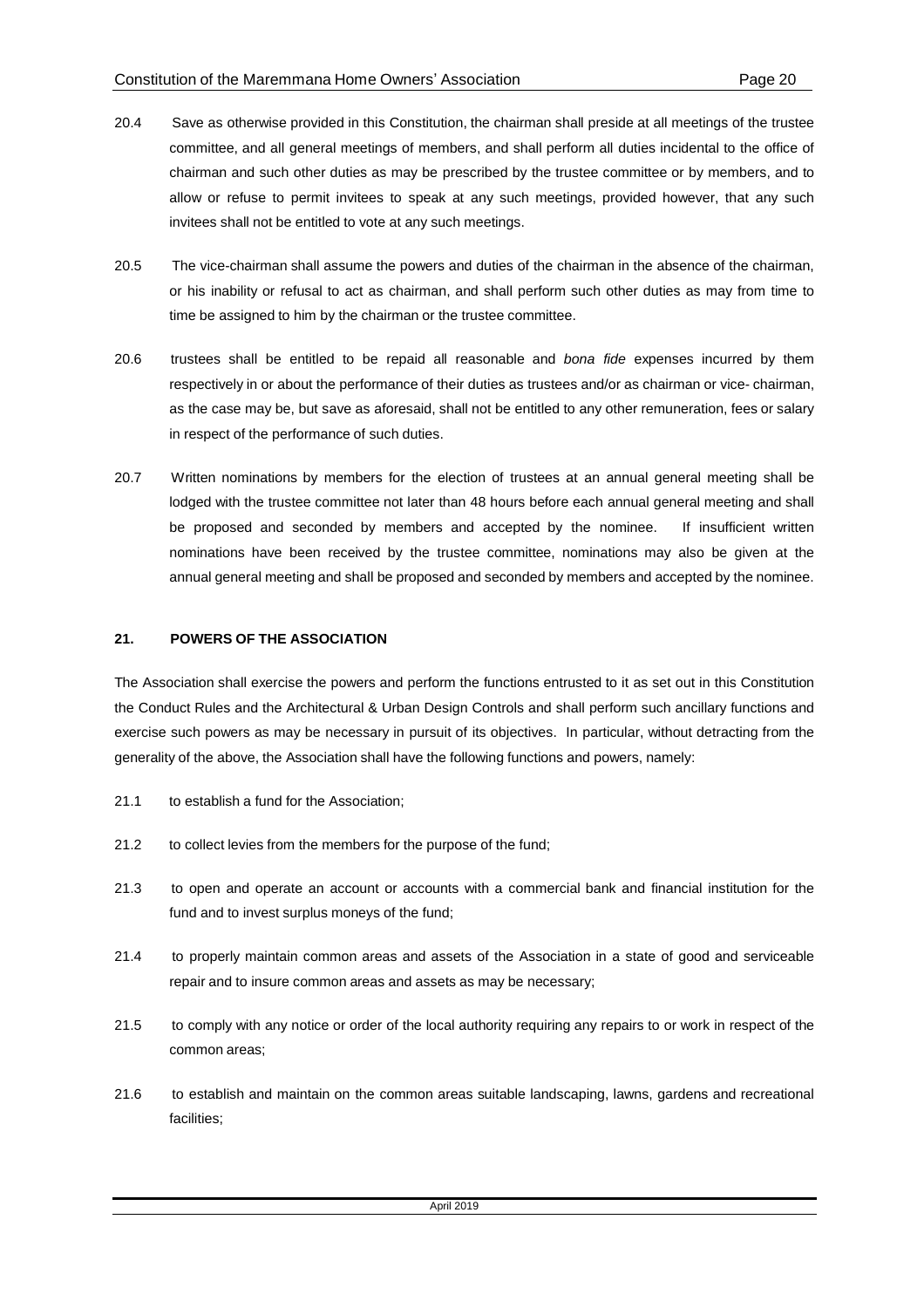20.4 Save as otherwise provided in this Constitution, the chairman shall preside at all meetings of the trustee committee, and all general meetings of members, and shall perform all duties incidental to the office of chairman and such other duties as may be prescribed by the trustee committee or by members, and to allow or refuse to permit invitees to speak at any such meetings, provided however, that any such invitees shall not be entitled to vote at any such meetings.

20.5 The vice-chairman shall assume the powers and duties of the chairman in the absence of the chairman, or his inability or refusal to act as chairman, and shall perform such other duties as may from time to time be assigned to him by the chairman or the trustee committee.

20.6 trustees shall be entitled to be repaid all reasonable and *bona fide* expenses incurred by them respectively in or about the performance of their duties as trustees and/or as chairman or vice- chairman, as the case may be, but save as aforesaid, shall not be entitled to any other remuneration, fees or salary in respect of the performance of such duties.

20.7 Written nominations by members for the election of trustees at an annual general meeting shall be lodged with the trustee committee not later than 48 hours before each annual general meeting and shall be proposed and seconded by members and accepted by the nominee. If insufficient written nominations have been received by the trustee committee, nominations may also be given at the annual general meeting and shall be proposed and seconded by members and accepted by the nominee.

## 21. POWERS OF THE ASSOCIATION

The Association shall exercise the powers and perform the functions entrusted to it as set out in this Constitution the Conduct Rules and the Architectural & Urban Design Controls and shall perform such ancillary functions and exercise such powers as may be necessary in pursuit of its objectives. In particular, without detracting from the generality of the above, the Association shall have the following functions and powers, namely:

21.1 to establish a fund for the Association;

21.2 to collect levies from the members for the purpose of the fund;

21.3 to open and operate an account or accounts with a commercial bank and financial institution for the fund and to invest surplus moneys of the fund;

21.4 to properly maintain common areas and assets of the Association in a state of good and serviceable repair and to insure common areas and assets as may be necessary;

21.5 to comply with any notice or order of the local authority requiring any repairs to or work in respect of the common areas;

21.6 to establish and maintain on the common areas suitable landscaping, lawns, gardens and recreational facilities;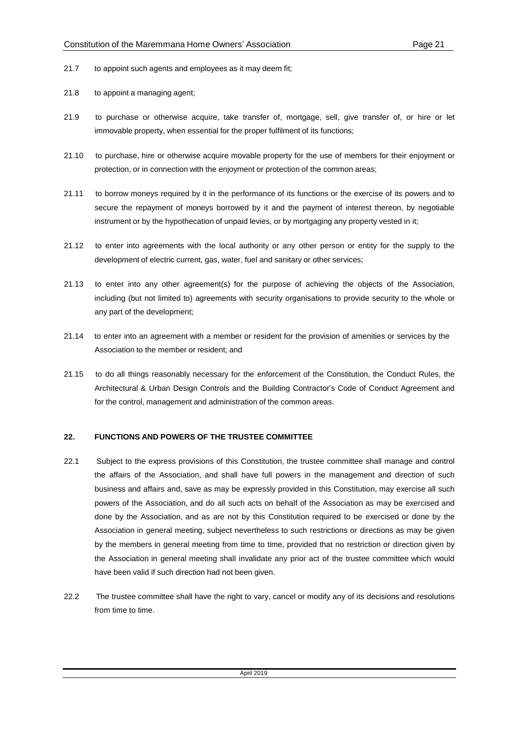21.7 to appoint such agents and employees as it may deem fit;

21.8 to appoint a managing agent;

21.9 to purchase or otherwise acquire, take transfer of, mortgage, sell, give transfer of, or hire or let immovable property, when essential for the proper fulfilment of its functions;

21.10 to purchase, hire or otherwise acquire movable property for the use of members for their enjoyment or protection, or in connection with the enjoyment or protection of the common areas;

21.11 to borrow moneys required by it in the performance of its functions or the exercise of its powers and to secure the repayment of moneys borrowed by it and the payment of interest thereon, by negotiable instrument or by the hypothecation of unpaid levies, or by mortgaging any property vested in it;

21.12 to enter into agreements with the local authority or any other person or entity for the supply to the development of electric current, gas, water, fuel and sanitary or other services;

21.13 to enter into any other agreement(s) for the purpose of achieving the objects of the Association, including (but not limited to) agreements with security organisations to provide security to the whole or any part of the development;

21.14 to enter into an agreement with a member or resident for the provision of amenities or services by the Association to the member or resident; and

21.15 to do all things reasonably necessary for the enforcement of the Constitution, the Conduct Rules, the Architectural & Urban Design Controls and the Building Contractor's Code of Conduct Agreement and for the control, management and administration of the common areas.

## 22. FUNCTIONS AND POWERS OF THE TRUSTEE COMMITTEE

22.1 Subject to the express provisions of this Constitution, the trustee committee shall manage and control the affairs of the Association, and shall have full powers in the management and direction of such business and affairs and, save as may be expressly provided in this Constitution, may exercise all such powers of the Association, and do all such acts on behalf of the Association as may be exercised and done by the Association, and as are not by this Constitution required to be exercised or done by the Association in general meeting, subject nevertheless to such restrictions or directions as may be given by the members in general meeting from time to time, provided that no restriction or direction given by the Association in general meeting shall invalidate any prior act of the trustee committee which would have been valid if such direction had not been given.

22.2 The trustee committee shall have the right to vary, cancel or modify any of its decisions and resolutions from time to time.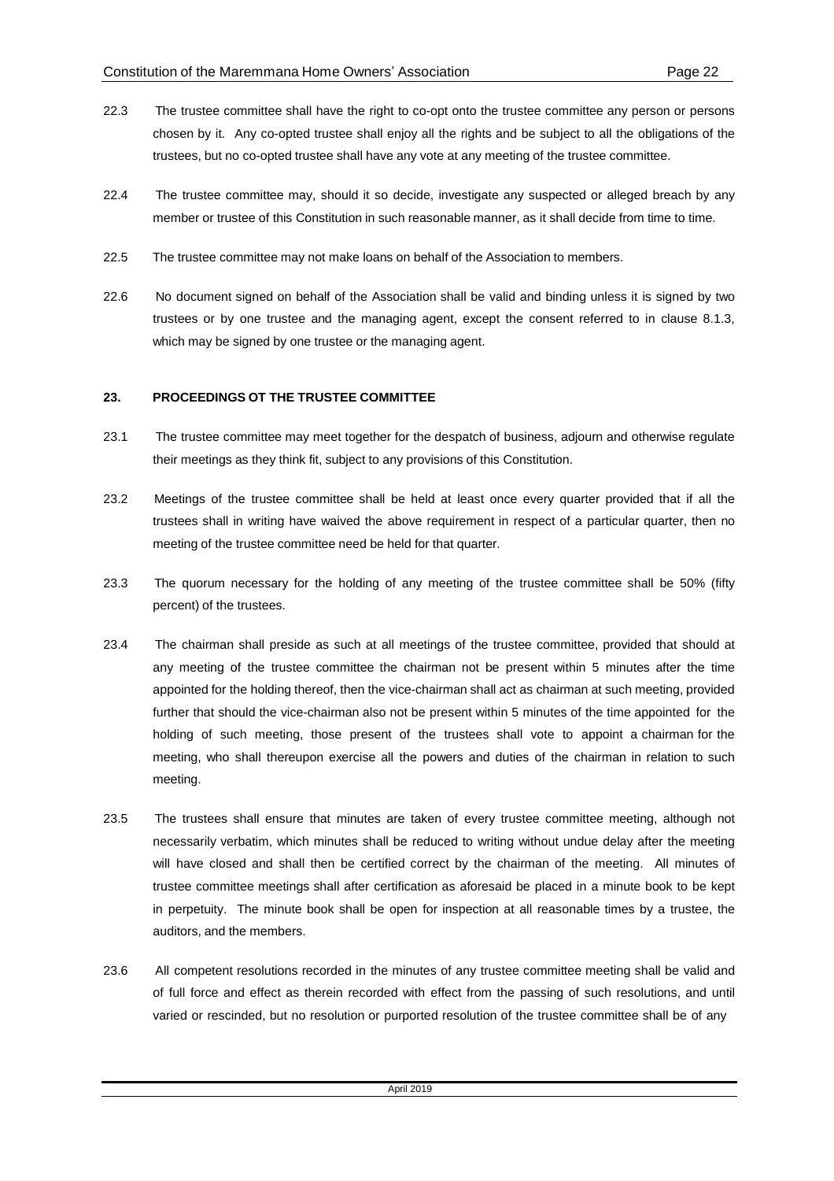22.3 The trustee committee shall have the right to co-opt onto the trustee committee any person or persons chosen by it. Any co-opted trustee shall enjoy all the rights and be subject to all the obligations of the trustees, but no co-opted trustee shall have any vote at any meeting of the trustee committee.

22.4 The trustee committee may, should it so decide, investigate any suspected or alleged breach by any member or trustee of this Constitution in such reasonable manner, as it shall decide from time to time.

22.5 The trustee committee may not make loans on behalf of the Association to members.

22.6 No document signed on behalf of the Association shall be valid and binding unless it is signed by two trustees or by one trustee and the managing agent, except the consent referred to in clause 8.1.3, which may be signed by one trustee or the managing agent.

## 23. PROCEEDINGS OT THE TRUSTEE COMMITTEE

23.1 The trustee committee may meet together for the despatch of business, adjourn and otherwise regulate their meetings as they think fit, subject to any provisions of this Constitution.

23.2 Meetings of the trustee committee shall be held at least once every quarter provided that if all the trustees shall in writing have waived the above requirement in respect of a particular quarter, then no meeting of the trustee committee need be held for that quarter.

23.3 The quorum necessary for the holding of any meeting of the trustee committee shall be 50% (fifty percent) of the trustees.

23.4 The chairman shall preside as such at all meetings of the trustee committee, provided that should at any meeting of the trustee committee the chairman not be present within 5 minutes after the time appointed for the holding thereof, then the vice-chairman shall act as chairman at such meeting, provided further that should the vice-chairman also not be present within 5 minutes of the time appointed for the holding of such meeting, those present of the trustees shall vote to appoint a chairman for the meeting, who shall thereupon exercise all the powers and duties of the chairman in relation to such meeting.

23.5 The trustees shall ensure that minutes are taken of every trustee committee meeting, although not necessarily verbatim, which minutes shall be reduced to writing without undue delay after the meeting will have closed and shall then be certified correct by the chairman of the meeting. All minutes of trustee committee meetings shall after certification as aforesaid be placed in a minute book to be kept in perpetuity. The minute book shall be open for inspection at all reasonable times by a trustee, the auditors, and the members.

23.6 All competent resolutions recorded in the minutes of any trustee committee meeting shall be valid and of full force and effect as therein recorded with effect from the passing of such resolutions, and until varied or rescinded, but no resolution or purported resolution of the trustee committee shall be of any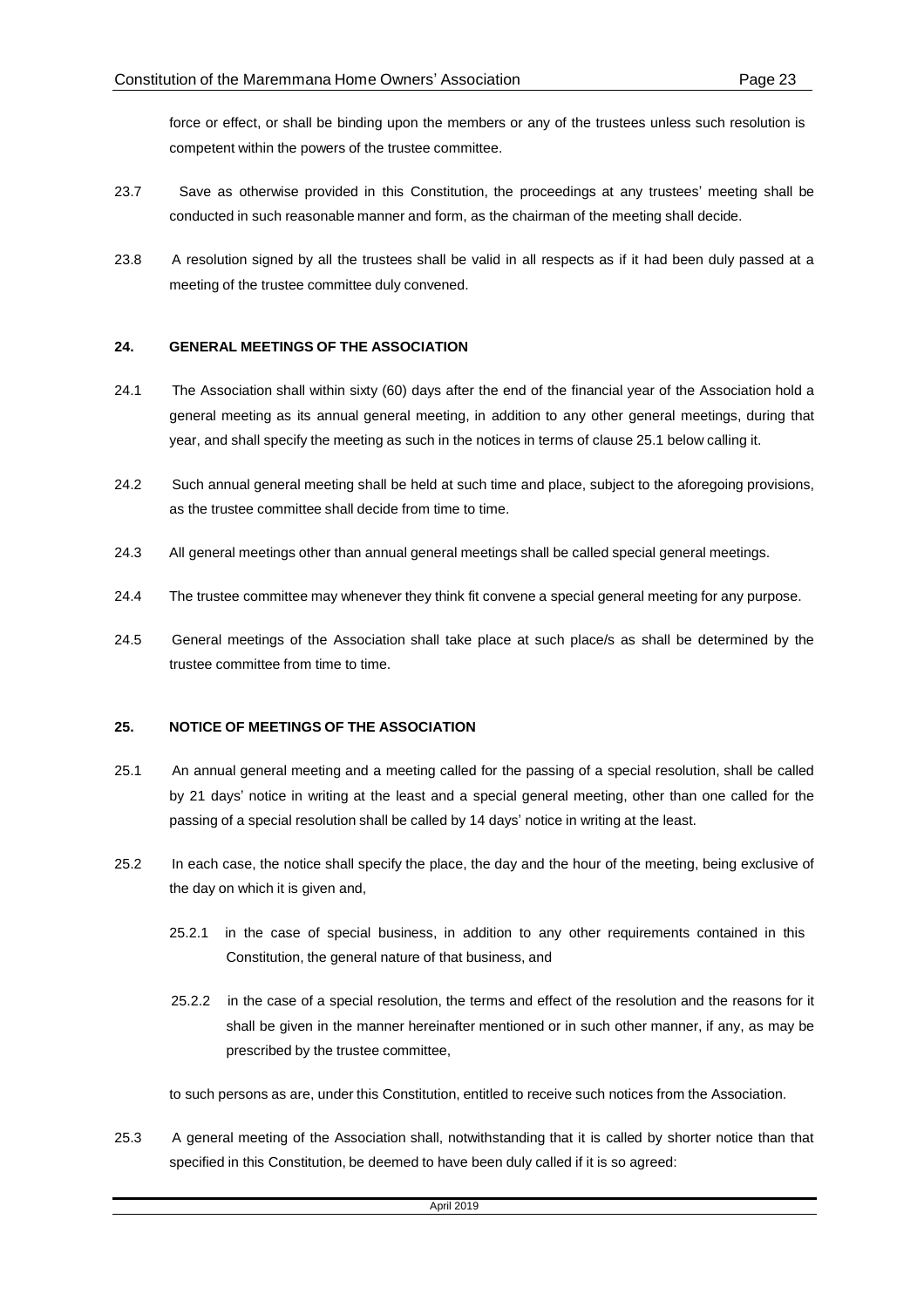force or effect, or shall be binding upon the members or any of the trustees unless such resolution is competent within the powers of the trustee committee.

23.7 Save as otherwise provided in this Constitution, the proceedings at any trustees' meeting shall be conducted in such reasonable manner and form, as the chairman of the meeting shall decide.

23.8 A resolution signed by all the trustees shall be valid in all respects as if it had been duly passed at a meeting of the trustee committee duly convened.

## 24. GENERAL MEETINGS OF THE ASSOCIATION

24.1 The Association shall within sixty (60) days after the end of the financial year of the Association hold a general meeting as its annual general meeting, in addition to any other general meetings, during that year, and shall specify the meeting as such in the notices in terms of clause 25.1 below calling it.

24.2 Such annual general meeting shall be held at such time and place, subject to the aforegoing provisions, as the trustee committee shall decide from time to time.

24.3 All general meetings other than annual general meetings shall be called special general meetings.

24.4 The trustee committee may whenever they think fit convene a special general meeting for any purpose.

24.5 General meetings of the Association shall take place at such place/s as shall be determined by the trustee committee from time to time.

## 25. NOTICE OF MEETINGS OF THE ASSOCIATION

25.1 An annual general meeting and a meeting called for the passing of a special resolution, shall be called by 21 days' notice in writing at the least and a special general meeting, other than one called for the passing of a special resolution shall be called by 14 days' notice in writing at the least.

25.2 In each case, the notice shall specify the place, the day and the hour of the meeting, being exclusive of the day on which it is given and,

25.2.1 in the case of special business, in addition to any other requirements contained in this Constitution, the general nature of that business, and

25.2.2 in the case of a special resolution, the terms and effect of the resolution and the reasons for it shall be given in the manner hereinafter mentioned or in such other manner, if any, as may be prescribed by the trustee committee,

to such persons as are, under this Constitution, entitled to receive such notices from the Association.

25.3 A general meeting of the Association shall, notwithstanding that it is called by shorter notice than that specified in this Constitution, be deemed to have been duly called if it is so agreed: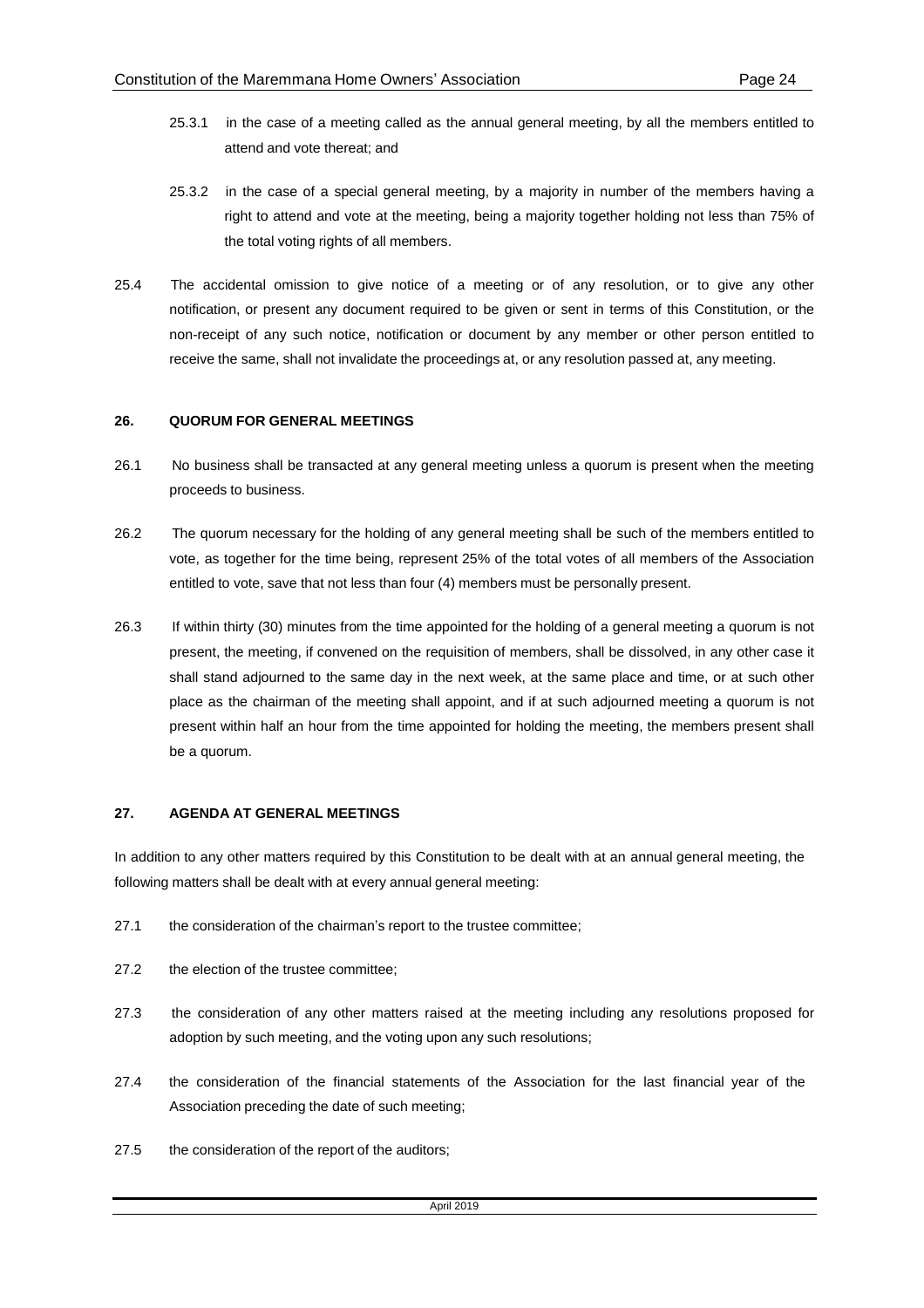25.3.1 in the case of a meeting called as the annual general meeting, by all the members entitled to attend and vote thereat; and

25.3.2 in the case of a special general meeting, by a majority in number of the members having a right to attend and vote at the meeting, being a majority together holding not less than 75% of the total voting rights of all members.

25.4 The accidental omission to give notice of a meeting or of any resolution, or to give any other notification, or present any document required to be given or sent in terms of this Constitution, or the non-receipt of any such notice, notification or document by any member or other person entitled to receive the same, shall not invalidate the proceedings at, or any resolution passed at, any meeting.

#### 26. QUORUM FOR GENERAL MEETINGS

26.1 No business shall be transacted at any general meeting unless a quorum is present when the meeting proceeds to business.

26.2 The quorum necessary for the holding of any general meeting shall be such of the members entitled to vote, as together for the time being, represent 25% of the total votes of all members of the Association entitled to vote, save that not less than four (4) members must be personally present.

26.3 If within thirty (30) minutes from the time appointed for the holding of a general meeting a quorum is not present, the meeting, if convened on the requisition of members, shall be dissolved, in any other case it shall stand adjourned to the same day in the next week, at the same place and time, or at such other place as the chairman of the meeting shall appoint, and if at such adjourned meeting a quorum is not present within half an hour from the time appointed for holding the meeting, the members present shall be a quorum.

#### 27. AGENDA AT GENERAL MEETINGS

In addition to any other matters required by this Constitution to be dealt with at an annual general meeting, the following matters shall be dealt with at every annual general meeting:

27.1 the consideration of the chairman's report to the trustee committee;

27.2 the election of the trustee committee;

27.3 the consideration of any other matters raised at the meeting including any resolutions proposed for adoption by such meeting, and the voting upon any such resolutions;

27.4 the consideration of the financial statements of the Association for the last financial year of the Association preceding the date of such meeting;

27.5 the consideration of the report of the auditors;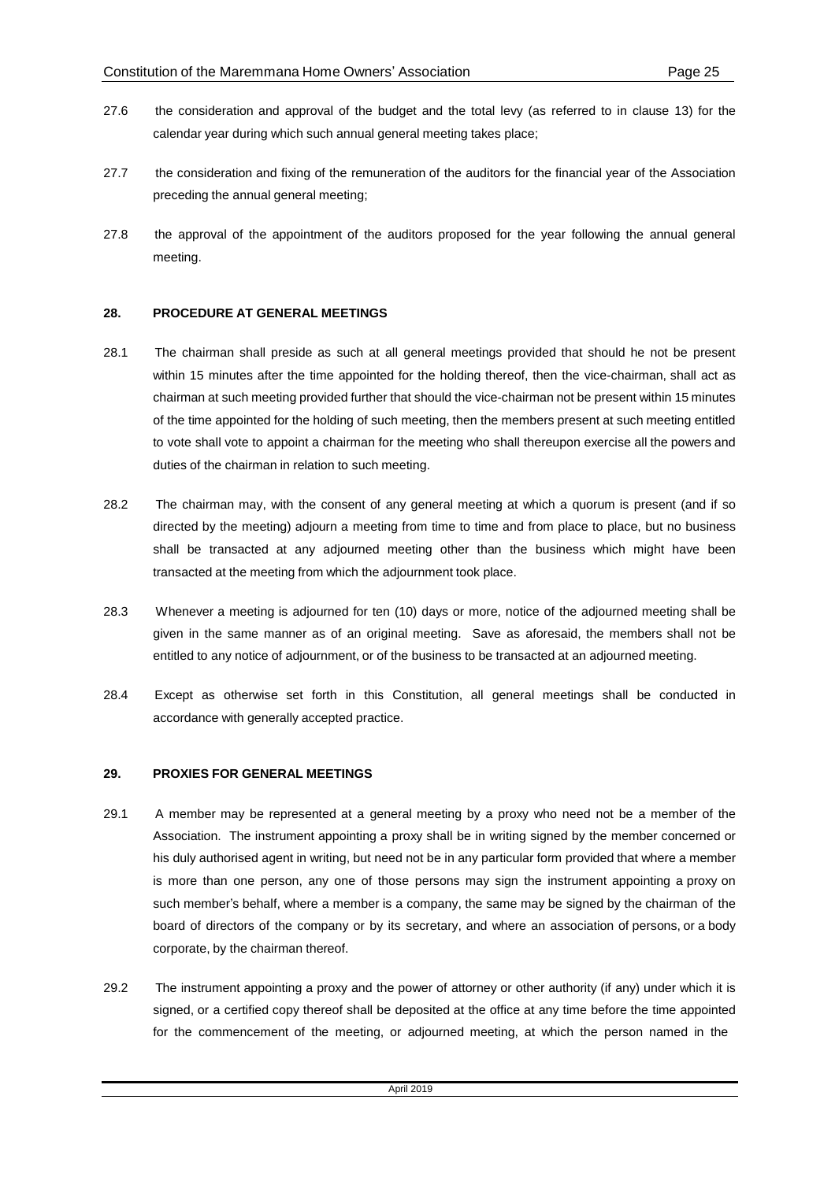27.6 the consideration and approval of the budget and the total levy (as referred to in clause 13) for the calendar year during which such annual general meeting takes place;

27.7 the consideration and fixing of the remuneration of the auditors for the financial year of the Association preceding the annual general meeting;

27.8 the approval of the appointment of the auditors proposed for the year following the annual general meeting.

**28. PROCEDURE AT GENERAL MEETINGS**

28.1 The chairman shall preside as such at all general meetings provided that should he not be present within 15 minutes after the time appointed for the holding thereof, then the vice-chairman, shall act as chairman at such meeting provided further that should the vice-chairman not be present within 15 minutes of the time appointed for the holding of such meeting, then the members present at such meeting entitled to vote shall vote to appoint a chairman for the meeting who shall thereupon exercise all the powers and duties of the chairman in relation to such meeting.

28.2 The chairman may, with the consent of any general meeting at which a quorum is present (and if so directed by the meeting) adjourn a meeting from time to time and from place to place, but no business shall be transacted at any adjourned meeting other than the business which might have been transacted at the meeting from which the adjournment took place.

28.3 Whenever a meeting is adjourned for ten (10) days or more, notice of the adjourned meeting shall be given in the same manner as of an original meeting. Save as aforesaid, the members shall not be entitled to any notice of adjournment, or of the business to be transacted at an adjourned meeting.

28.4 Except as otherwise set forth in this Constitution, all general meetings shall be conducted in accordance with generally accepted practice.

**29. PROXIES FOR GENERAL MEETINGS**

29.1 A member may be represented at a general meeting by a proxy who need not be a member of the Association. The instrument appointing a proxy shall be in writing signed by the member concerned or his duly authorised agent in writing, but need not be in any particular form provided that where a member is more than one person, any one of those persons may sign the instrument appointing a proxy on such member's behalf, where a member is a company, the same may be signed by the chairman of the board of directors of the company or by its secretary, and where an association of persons, or a body corporate, by the chairman thereof.

29.2 The instrument appointing a proxy and the power of attorney or other authority (if any) under which it is signed, or a certified copy thereof shall be deposited at the office at any time before the time appointed for the commencement of the meeting, or adjourned meeting, at which the person named in the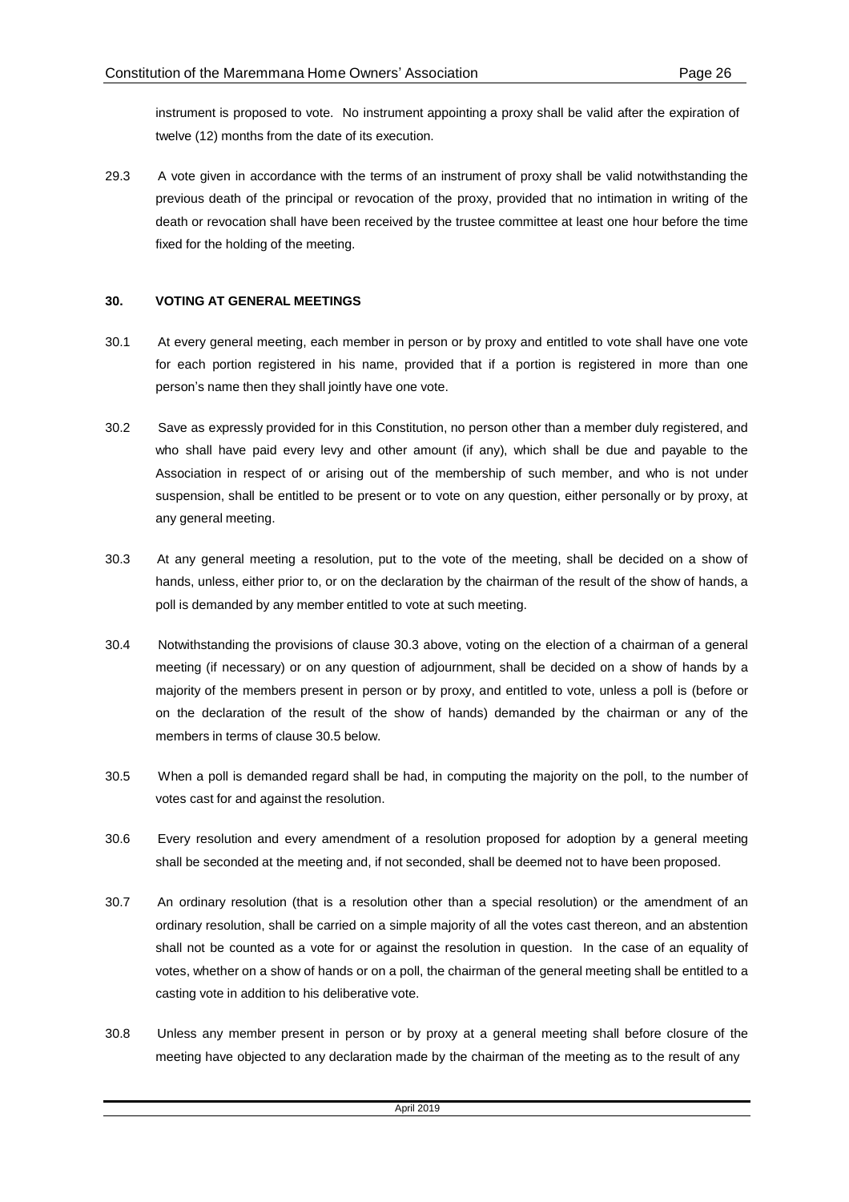instrument is proposed to vote. No instrument appointing a proxy shall be valid after the expiration of twelve (12) months from the date of its execution.

29.3 A vote given in accordance with the terms of an instrument of proxy shall be valid notwithstanding the previous death of the principal or revocation of the proxy, provided that no intimation in writing of the death or revocation shall have been received by the trustee committee at least one hour before the time fixed for the holding of the meeting.

## 30. VOTING AT GENERAL MEETINGS

30.1 At every general meeting, each member in person or by proxy and entitled to vote shall have one vote for each portion registered in his name, provided that if a portion is registered in more than one person's name then they shall jointly have one vote.

30.2 Save as expressly provided for in this Constitution, no person other than a member duly registered, and who shall have paid every levy and other amount (if any), which shall be due and payable to the Association in respect of or arising out of the membership of such member, and who is not under suspension, shall be entitled to be present or to vote on any question, either personally or by proxy, at any general meeting.

30.3 At any general meeting a resolution, put to the vote of the meeting, shall be decided on a show of hands, unless, either prior to, or on the declaration by the chairman of the result of the show of hands, a poll is demanded by any member entitled to vote at such meeting.

30.4 Notwithstanding the provisions of clause 30.3 above, voting on the election of a chairman of a general meeting (if necessary) or on any question of adjournment, shall be decided on a show of hands by a majority of the members present in person or by proxy, and entitled to vote, unless a poll is (before or on the declaration of the result of the show of hands) demanded by the chairman or any of the members in terms of clause 30.5 below.

30.5 When a poll is demanded regard shall be had, in computing the majority on the poll, to the number of votes cast for and against the resolution.

30.6 Every resolution and every amendment of a resolution proposed for adoption by a general meeting shall be seconded at the meeting and, if not seconded, shall be deemed not to have been proposed.

30.7 An ordinary resolution (that is a resolution other than a special resolution) or the amendment of an ordinary resolution, shall be carried on a simple majority of all the votes cast thereon, and an abstention shall not be counted as a vote for or against the resolution in question. In the case of an equality of votes, whether on a show of hands or on a poll, the chairman of the general meeting shall be entitled to a casting vote in addition to his deliberative vote.

30.8 Unless any member present in person or by proxy at a general meeting shall before closure of the meeting have objected to any declaration made by the chairman of the meeting as to the result of any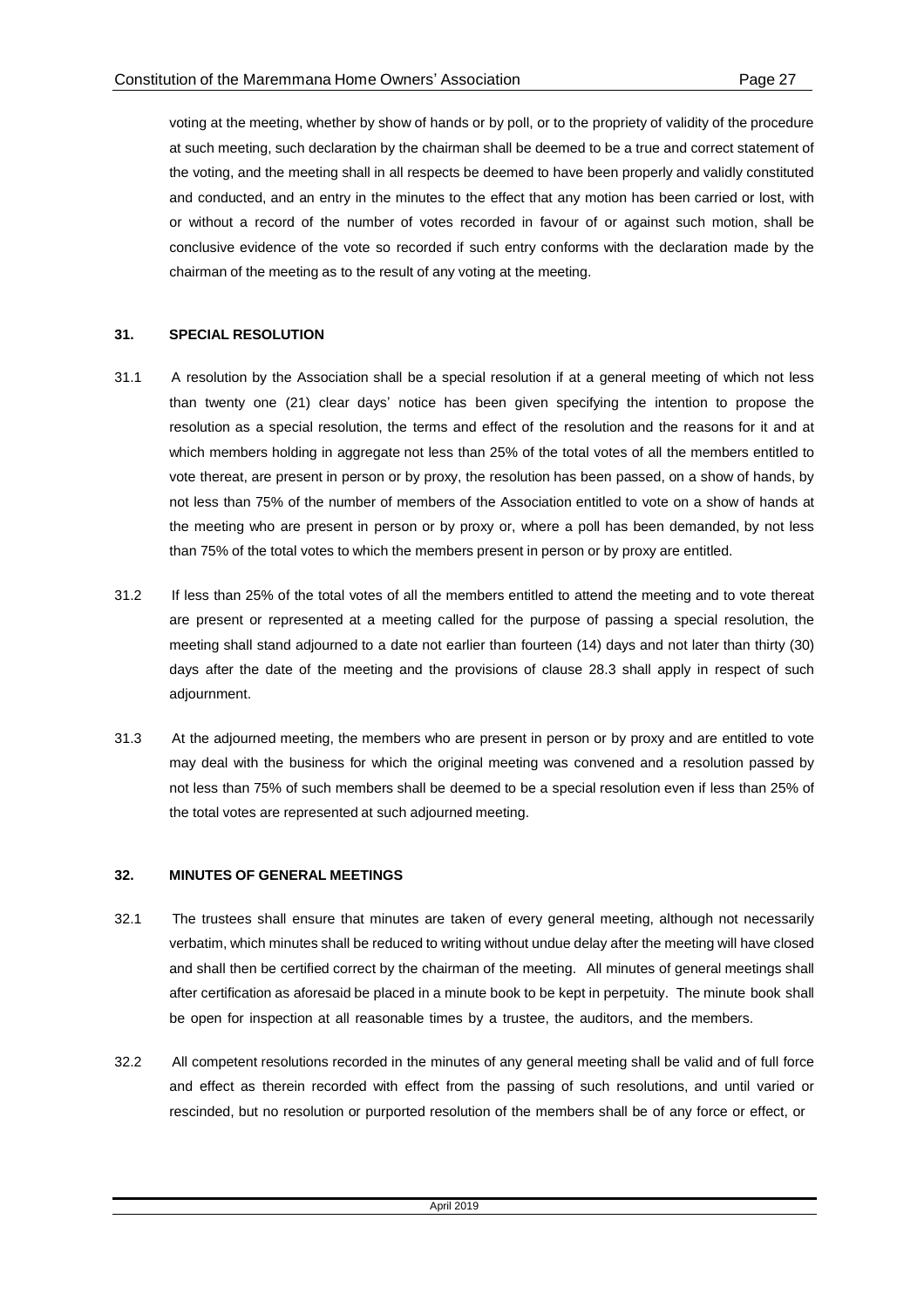voting at the meeting, whether by show of hands or by poll, or to the propriety of validity of the procedure at such meeting, such declaration by the chairman shall be deemed to be a true and correct statement of the voting, and the meeting shall in all respects be deemed to have been properly and validly constituted and conducted, and an entry in the minutes to the effect that any motion has been carried or lost, with or without a record of the number of votes recorded in favour of or against such motion, shall be conclusive evidence of the vote so recorded if such entry conforms with the declaration made by the chairman of the meeting as to the result of any voting at the meeting.

## 31. SPECIAL RESOLUTION

31.1 A resolution by the Association shall be a special resolution if at a general meeting of which not less than twenty one (21) clear days' notice has been given specifying the intention to propose the resolution as a special resolution, the terms and effect of the resolution and the reasons for it and at which members holding in aggregate not less than 25% of the total votes of all the members entitled to vote thereat, are present in person or by proxy, the resolution has been passed, on a show of hands, by not less than 75% of the number of members of the Association entitled to vote on a show of hands at the meeting who are present in person or by proxy or, where a poll has been demanded, by not less than 75% of the total votes to which the members present in person or by proxy are entitled.

31.2 If less than 25% of the total votes of all the members entitled to attend the meeting and to vote thereat are present or represented at a meeting called for the purpose of passing a special resolution, the meeting shall stand adjourned to a date not earlier than fourteen (14) days and not later than thirty (30) days after the date of the meeting and the provisions of clause 28.3 shall apply in respect of such adjournment.

31.3 At the adjourned meeting, the members who are present in person or by proxy and are entitled to vote may deal with the business for which the original meeting was convened and a resolution passed by not less than 75% of such members shall be deemed to be a special resolution even if less than 25% of the total votes are represented at such adjourned meeting.

## 32. MINUTES OF GENERAL MEETINGS

32.1 The trustees shall ensure that minutes are taken of every general meeting, although not necessarily verbatim, which minutes shall be reduced to writing without undue delay after the meeting will have closed and shall then be certified correct by the chairman of the meeting. All minutes of general meetings shall after certification as aforesaid be placed in a minute book to be kept in perpetuity. The minute book shall be open for inspection at all reasonable times by a trustee, the auditors, and the members.

32.2 All competent resolutions recorded in the minutes of any general meeting shall be valid and of full force and effect as therein recorded with effect from the passing of such resolutions, and until varied or rescinded, but no resolution or purported resolution of the members shall be of any force or effect, or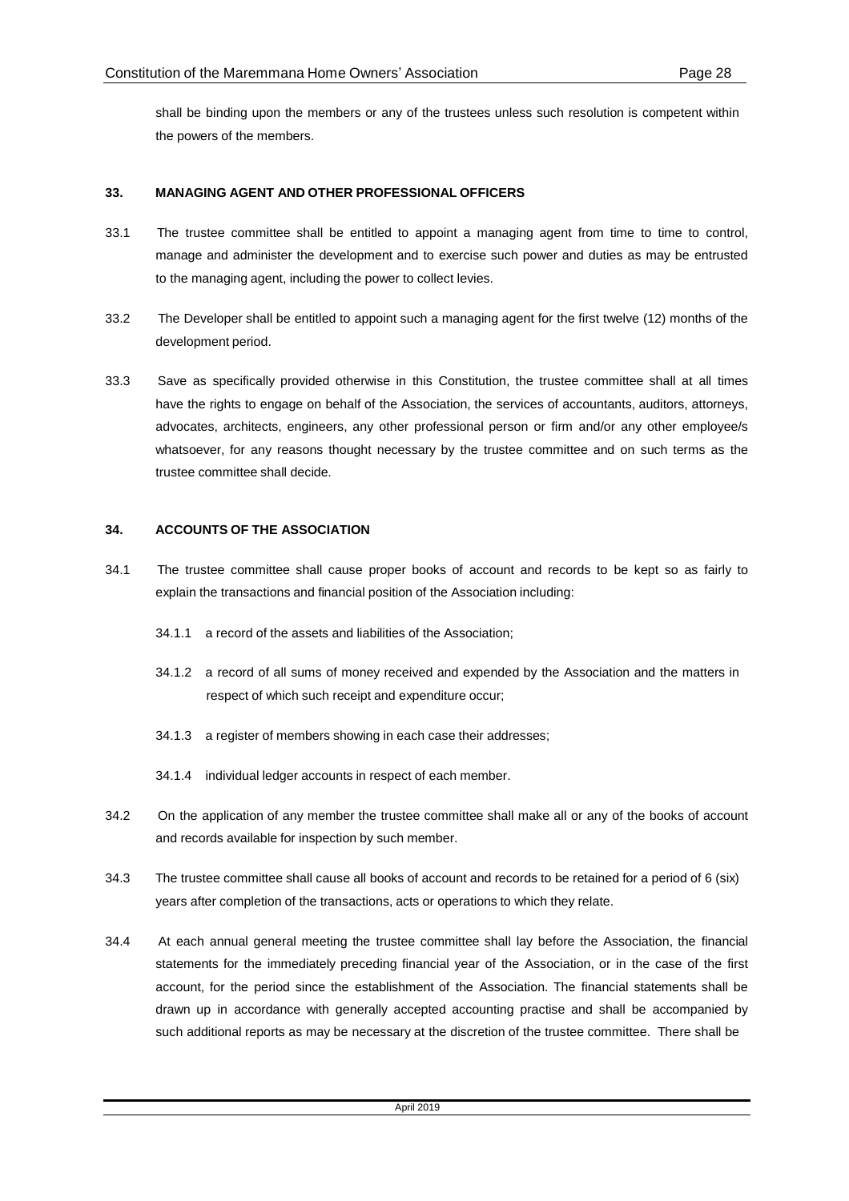shall be binding upon the members or any of the trustees unless such resolution is competent within the powers of the members.

## 33. MANAGING AGENT AND OTHER PROFESSIONAL OFFICERS

33.1 The trustee committee shall be entitled to appoint a managing agent from time to time to control, manage and administer the development and to exercise such power and duties as may be entrusted to the managing agent, including the power to collect levies.

33.2 The Developer shall be entitled to appoint such a managing agent for the first twelve (12) months of the development period.

33.3 Save as specifically provided otherwise in this Constitution, the trustee committee shall at all times have the rights to engage on behalf of the Association, the services of accountants, auditors, attorneys, advocates, architects, engineers, any other professional person or firm and/or any other employee/s whatsoever, for any reasons thought necessary by the trustee committee and on such terms as the trustee committee shall decide.

## 34. ACCOUNTS OF THE ASSOCIATION

34.1 The trustee committee shall cause proper books of account and records to be kept so as fairly to explain the transactions and financial position of the Association including:

- 34.1.1 a record of the assets and liabilities of the Association;
- 34.1.2 a record of all sums of money received and expended by the Association and the matters in respect of which such receipt and expenditure occur;
- 34.1.3 a register of members showing in each case their addresses;
- 34.1.4 individual ledger accounts in respect of each member.

34.2 On the application of any member the trustee committee shall make all or any of the books of account and records available for inspection by such member.

34.3 The trustee committee shall cause all books of account and records to be retained for a period of 6 (six) years after completion of the transactions, acts or operations to which they relate.

34.4 At each annual general meeting the trustee committee shall lay before the Association, the financial statements for the immediately preceding financial year of the Association, or in the case of the first account, for the period since the establishment of the Association. The financial statements shall be drawn up in accordance with generally accepted accounting practise and shall be accompanied by such additional reports as may be necessary at the discretion of the trustee committee. There shall be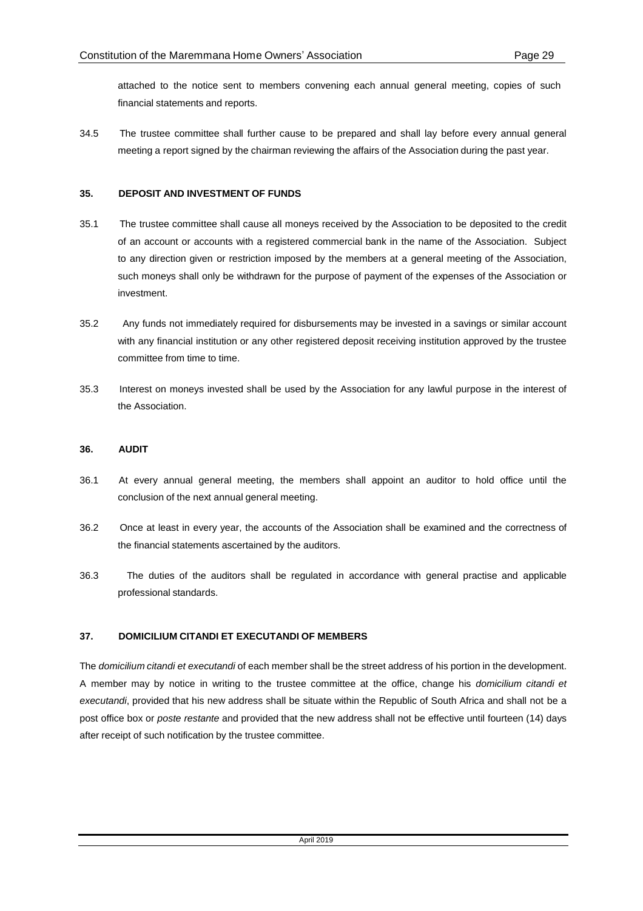attached to the notice sent to members convening each annual general meeting, copies of such financial statements and reports.

34.5 The trustee committee shall further cause to be prepared and shall lay before every annual general meeting a report signed by the chairman reviewing the affairs of the Association during the past year.

**35. DEPOSIT AND INVESTMENT OF FUNDS**

35.1 The trustee committee shall cause all moneys received by the Association to be deposited to the credit of an account or accounts with a registered commercial bank in the name of the Association. Subject to any direction given or restriction imposed by the members at a general meeting of the Association, such moneys shall only be withdrawn for the purpose of payment of the expenses of the Association or investment.

35.2 Any funds not immediately required for disbursements may be invested in a savings or similar account with any financial institution or any other registered deposit receiving institution approved by the trustee committee from time to time.

35.3 Interest on moneys invested shall be used by the Association for any lawful purpose in the interest of the Association.

**36. AUDIT**

36.1 At every annual general meeting, the members shall appoint an auditor to hold office until the conclusion of the next annual general meeting.

36.2 Once at least in every year, the accounts of the Association shall be examined and the correctness of the financial statements ascertained by the auditors.

36.3 The duties of the auditors shall be regulated in accordance with general practise and applicable professional standards.

**37. DOMICILIUM CITANDI ET EXECUTANDI OF MEMBERS**

The *domicilium citandi et executandi* of each member shall be the street address of his portion in the development. A member may by notice in writing to the trustee committee at the office, change his *domicilium citandi et executandi*, provided that his new address shall be situate within the Republic of South Africa and shall not be a post office box or *poste restante* and provided that the new address shall not be effective until fourteen (14) days after receipt of such notification by the trustee committee.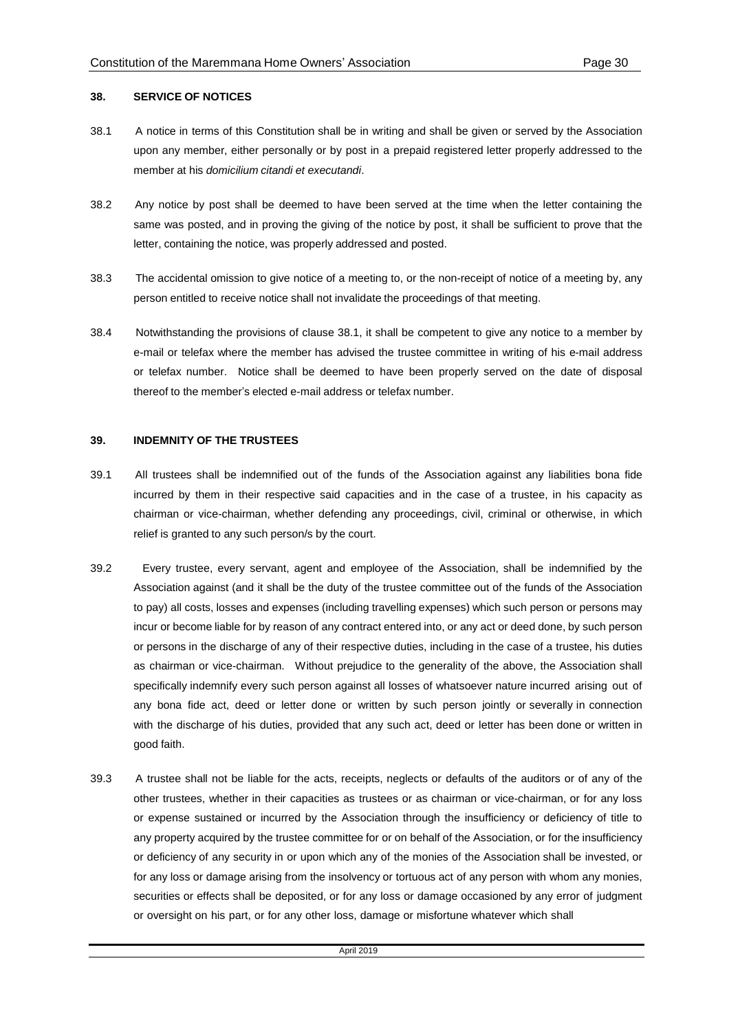### 38. SERVICE OF NOTICES

38.1 A notice in terms of this Constitution shall be in writing and shall be given or served by the Association upon any member, either personally or by post in a prepaid registered letter properly addressed to the member at his *domicilium citandi et executandi*.

38.2 Any notice by post shall be deemed to have been served at the time when the letter containing the same was posted, and in proving the giving of the notice by post, it shall be sufficient to prove that the letter, containing the notice, was properly addressed and posted.

38.3 The accidental omission to give notice of a meeting to, or the non-receipt of notice of a meeting by, any person entitled to receive notice shall not invalidate the proceedings of that meeting.

38.4 Notwithstanding the provisions of clause 38.1, it shall be competent to give any notice to a member by e-mail or telefax where the member has advised the trustee committee in writing of his e-mail address or telefax number. Notice shall be deemed to have been properly served on the date of disposal thereof to the member's elected e-mail address or telefax number.

### 39. INDEMNITY OF THE TRUSTEES

39.1 All trustees shall be indemnified out of the funds of the Association against any liabilities bona fide incurred by them in their respective said capacities and in the case of a trustee, in his capacity as chairman or vice-chairman, whether defending any proceedings, civil, criminal or otherwise, in which relief is granted to any such person/s by the court.

39.2 Every trustee, every servant, agent and employee of the Association, shall be indemnified by the Association against (and it shall be the duty of the trustee committee out of the funds of the Association to pay) all costs, losses and expenses (including travelling expenses) which such person or persons may incur or become liable for by reason of any contract entered into, or any act or deed done, by such person or persons in the discharge of any of their respective duties, including in the case of a trustee, his duties as chairman or vice-chairman. Without prejudice to the generality of the above, the Association shall specifically indemnify every such person against all losses of whatsoever nature incurred arising out of any bona fide act, deed or letter done or written by such person jointly or severally in connection with the discharge of his duties, provided that any such act, deed or letter has been done or written in good faith.

39.3 A trustee shall not be liable for the acts, receipts, neglects or defaults of the auditors or of any of the other trustees, whether in their capacities as trustees or as chairman or vice-chairman, or for any loss or expense sustained or incurred by the Association through the insufficiency or deficiency of title to any property acquired by the trustee committee for or on behalf of the Association, or for the insufficiency or deficiency of any security in or upon which any of the monies of the Association shall be invested, or for any loss or damage arising from the insolvency or tortuous act of any person with whom any monies, securities or effects shall be deposited, or for any loss or damage occasioned by any error of judgment or oversight on his part, or for any other loss, damage or misfortune whatever which shall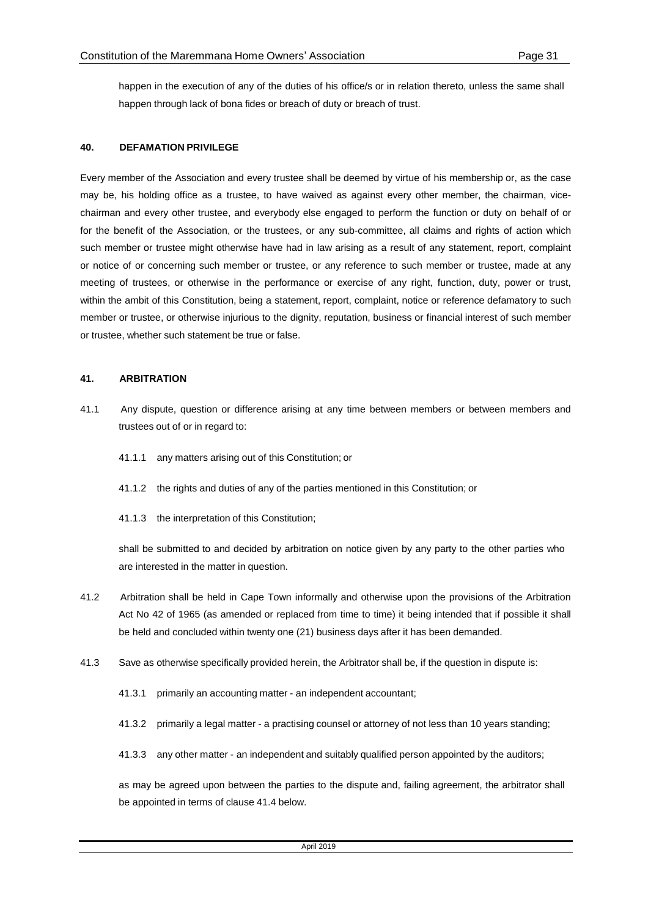happen in the execution of any of the duties of his office/s or in relation thereto, unless the same shall happen through lack of bona fides or breach of duty or breach of trust.

## 40. DEFAMATION PRIVILEGE

Every member of the Association and every trustee shall be deemed by virtue of his membership or, as the case may be, his holding office as a trustee, to have waived as against every other member, the chairman, vice-chairman and every other trustee, and everybody else engaged to perform the function or duty on behalf of or for the benefit of the Association, or the trustees, or any sub-committee, all claims and rights of action which such member or trustee might otherwise have had in law arising as a result of any statement, report, complaint or notice of or concerning such member or trustee, or any reference to such member or trustee, made at any meeting of trustees, or otherwise in the performance or exercise of any right, function, duty, power or trust, within the ambit of this Constitution, being a statement, report, complaint, notice or reference defamatory to such member or trustee, or otherwise injurious to the dignity, reputation, business or financial interest of such member or trustee, whether such statement be true or false.

## 41. ARBITRATION

41.1 Any dispute, question or difference arising at any time between members or between members and trustees out of or in regard to:

41.1.1 any matters arising out of this Constitution; or

41.1.2 the rights and duties of any of the parties mentioned in this Constitution; or

41.1.3 the interpretation of this Constitution;

shall be submitted to and decided by arbitration on notice given by any party to the other parties who are interested in the matter in question.

41.2 Arbitration shall be held in Cape Town informally and otherwise upon the provisions of the Arbitration Act No 42 of 1965 (as amended or replaced from time to time) it being intended that if possible it shall be held and concluded within twenty one (21) business days after it has been demanded.

41.3 Save as otherwise specifically provided herein, the Arbitrator shall be, if the question in dispute is:

41.3.1 primarily an accounting matter - an independent accountant;

41.3.2 primarily a legal matter - a practising counsel or attorney of not less than 10 years standing;

41.3.3 any other matter - an independent and suitably qualified person appointed by the auditors;

as may be agreed upon between the parties to the dispute and, failing agreement, the arbitrator shall be appointed in terms of clause 41.4 below.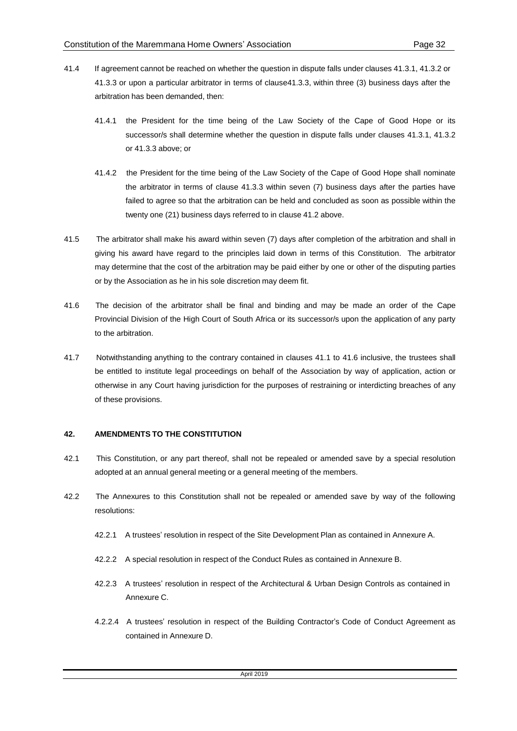41.4 If agreement cannot be reached on whether the question in dispute falls under clauses 41.3.1, 41.3.2 or 41.3.3 or upon a particular arbitrator in terms of clause41.3.3, within three (3) business days after the arbitration has been demanded, then:

41.4.1 the President for the time being of the Law Society of the Cape of Good Hope or its successor/s shall determine whether the question in dispute falls under clauses 41.3.1, 41.3.2 or 41.3.3 above; or

41.4.2 the President for the time being of the Law Society of the Cape of Good Hope shall nominate the arbitrator in terms of clause 41.3.3 within seven (7) business days after the parties have failed to agree so that the arbitration can be held and concluded as soon as possible within the twenty one (21) business days referred to in clause 41.2 above.

41.5 The arbitrator shall make his award within seven (7) days after completion of the arbitration and shall in giving his award have regard to the principles laid down in terms of this Constitution. The arbitrator may determine that the cost of the arbitration may be paid either by one or other of the disputing parties or by the Association as he in his sole discretion may deem fit.

41.6 The decision of the arbitrator shall be final and binding and may be made an order of the Cape Provincial Division of the High Court of South Africa or its successor/s upon the application of any party to the arbitration.

41.7 Notwithstanding anything to the contrary contained in clauses 41.1 to 41.6 inclusive, the trustees shall be entitled to institute legal proceedings on behalf of the Association by way of application, action or otherwise in any Court having jurisdiction for the purposes of restraining or interdicting breaches of any of these provisions.

## 42. AMENDMENTS TO THE CONSTITUTION

42.1 This Constitution, or any part thereof, shall not be repealed or amended save by a special resolution adopted at an annual general meeting or a general meeting of the members.

42.2 The Annexures to this Constitution shall not be repealed or amended save by way of the following resolutions:

42.2.1 A trustees' resolution in respect of the Site Development Plan as contained in Annexure A.

42.2.2 A special resolution in respect of the Conduct Rules as contained in Annexure B.

42.2.3 A trustees' resolution in respect of the Architectural & Urban Design Controls as contained in Annexure C.

4.2.2.4 A trustees' resolution in respect of the Building Contractor's Code of Conduct Agreement as contained in Annexure D.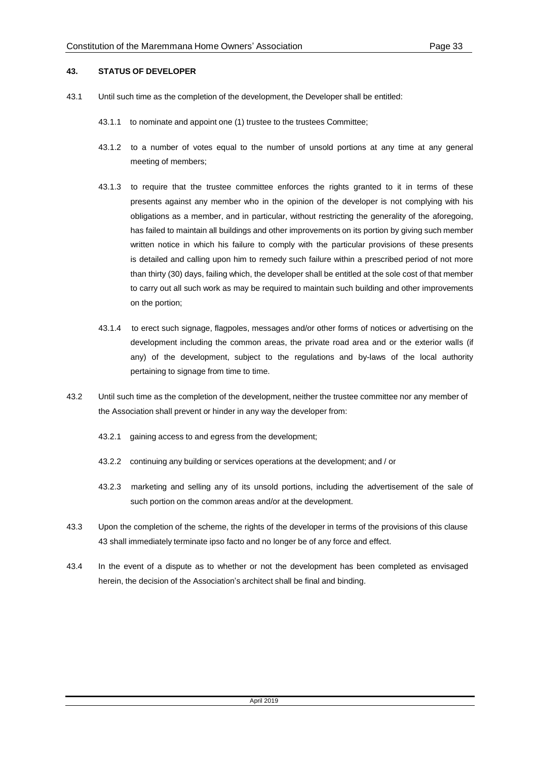**43. STATUS OF DEVELOPER**

43.1 Until such time as the completion of the development, the Developer shall be entitled:

43.1.1 to nominate and appoint one (1) trustee to the trustees Committee;

43.1.2 to a number of votes equal to the number of unsold portions at any time at any general meeting of members;

43.1.3 to require that the trustee committee enforces the rights granted to it in terms of these presents against any member who in the opinion of the developer is not complying with his obligations as a member, and in particular, without restricting the generality of the aforegoing, has failed to maintain all buildings and other improvements on its portion by giving such member written notice in which his failure to comply with the particular provisions of these presents is detailed and calling upon him to remedy such failure within a prescribed period of not more than thirty (30) days, failing which, the developer shall be entitled at the sole cost of that member to carry out all such work as may be required to maintain such building and other improvements on the portion;

43.1.4 to erect such signage, flagpoles, messages and/or other forms of notices or advertising on the development including the common areas, the private road area and or the exterior walls (if any) of the development, subject to the regulations and by-laws of the local authority pertaining to signage from time to time.

43.2 Until such time as the completion of the development, neither the trustee committee nor any member of the Association shall prevent or hinder in any way the developer from:

43.2.1 gaining access to and egress from the development;

43.2.2 continuing any building or services operations at the development; and / or

43.2.3 marketing and selling any of its unsold portions, including the advertisement of the sale of such portion on the common areas and/or at the development.

43.3 Upon the completion of the scheme, the rights of the developer in terms of the provisions of this clause 43 shall immediately terminate ipso facto and no longer be of any force and effect.

43.4 In the event of a dispute as to whether or not the development has been completed as envisaged herein, the decision of the Association's architect shall be final and binding.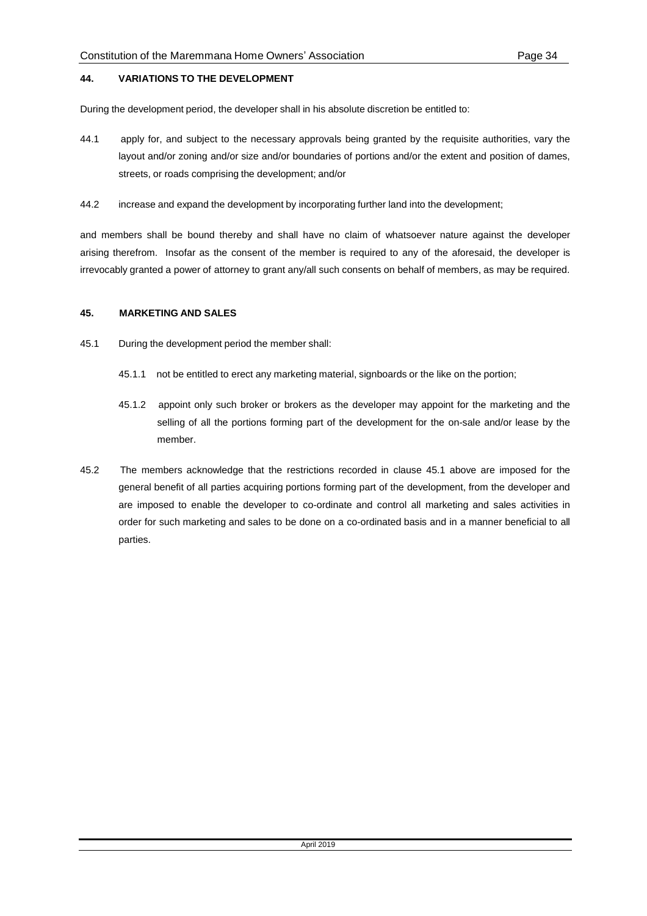### 44. VARIATIONS TO THE DEVELOPMENT

During the development period, the developer shall in his absolute discretion be entitled to:

44.1 apply for, and subject to the necessary approvals being granted by the requisite authorities, vary the layout and/or zoning and/or size and/or boundaries of portions and/or the extent and position of dames, streets, or roads comprising the development; and/or

44.2 increase and expand the development by incorporating further land into the development;

and members shall be bound thereby and shall have no claim of whatsoever nature against the developer arising therefrom. Insofar as the consent of the member is required to any of the aforesaid, the developer is irrevocably granted a power of attorney to grant any/all such consents on behalf of members, as may be required.

### 45. MARKETING AND SALES

45.1 During the development period the member shall:

45.1.1 not be entitled to erect any marketing material, signboards or the like on the portion;

45.1.2 appoint only such broker or brokers as the developer may appoint for the marketing and the selling of all the portions forming part of the development for the on-sale and/or lease by the member.

45.2 The members acknowledge that the restrictions recorded in clause 45.1 above are imposed for the general benefit of all parties acquiring portions forming part of the development, from the developer and are imposed to enable the developer to co-ordinate and control all marketing and sales activities in order for such marketing and sales to be done on a co-ordinated basis and in a manner beneficial to all parties.